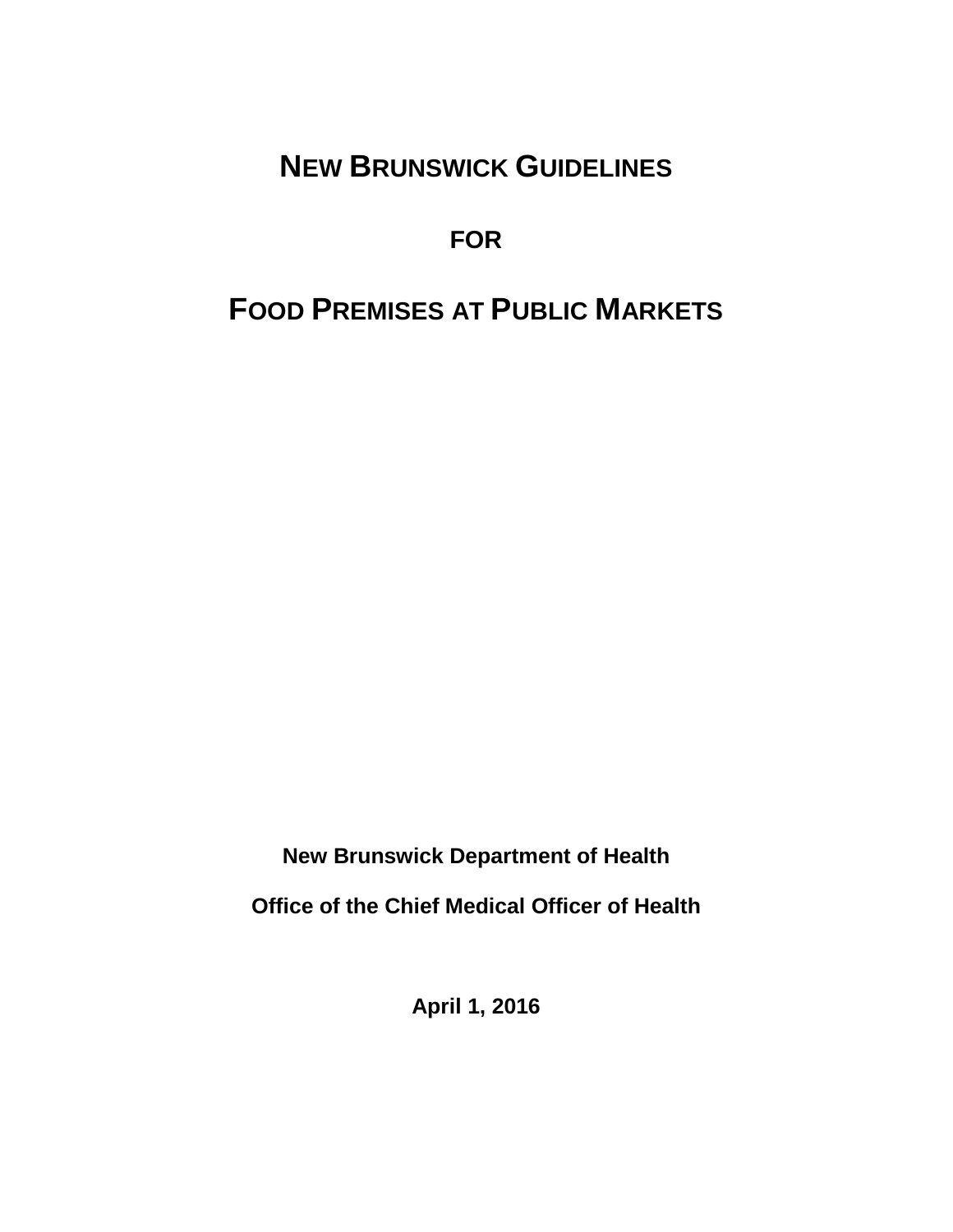# NEW BRUNSWICK GUIDELINES

# FOR

# FOOD PREMISES AT PUBLIC MARKETS

**New Brunswick Department of Health**

**Office of the Chief Medical Officer of Health**

**April 1, 2016**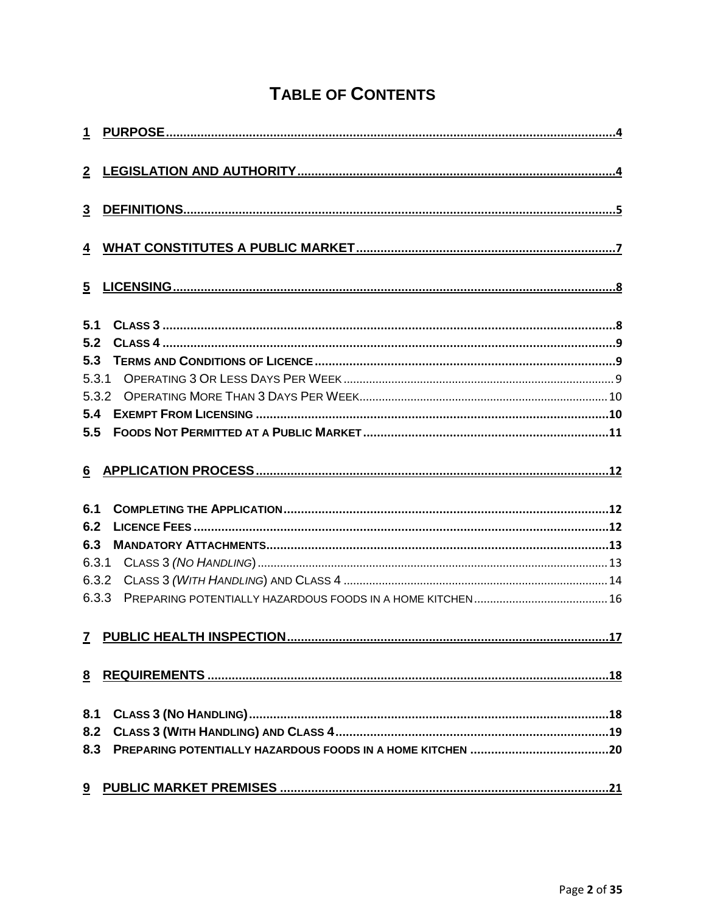# TABLE OF CONTENTS

1 PURPOSE ..... 4

2 LEGISLATION AND AUTHORITY ..... 4

3 DEFINITIONS ..... 5

4 WHAT CONSTITUTES A PUBLIC MARKET ..... 7

5 LICENSING ..... 8

5.1 CLASS 3 ..... 8
5.2 CLASS 4 ..... 9
5.3 TERMS AND CONDITIONS OF LICENCE ..... 9
5.3.1 OPERATING 3 OR LESS DAYS PER WEEK ..... 9
5.3.2 OPERATING MORE THAN 3 DAYS PER WEEK ..... 10
5.4 EXEMPT FROM LICENSING ..... 10
5.5 FOODS NOT PERMITTED AT A PUBLIC MARKET ..... 11

6 APPLICATION PROCESS ..... 12

6.1 COMPLETING THE APPLICATION ..... 12
6.2 LICENCE FEES ..... 12
6.3 MANDATORY ATTACHMENTS ..... 13
6.3.1 CLASS 3 *(NO HANDLING)* ..... 13
6.3.2 CLASS 3 *(WITH HANDLING)* AND CLASS 4 ..... 14
6.3.3 PREPARING POTENTIALLY HAZARDOUS FOODS IN A HOME KITCHEN ..... 16

7 PUBLIC HEALTH INSPECTION ..... 17

8 REQUIREMENTS ..... 18

8.1 CLASS 3 (NO HANDLING) ..... 18
8.2 CLASS 3 (WITH HANDLING) AND CLASS 4 ..... 19
8.3 PREPARING POTENTIALLY HAZARDOUS FOODS IN A HOME KITCHEN ..... 20

9 PUBLIC MARKET PREMISES ..... 21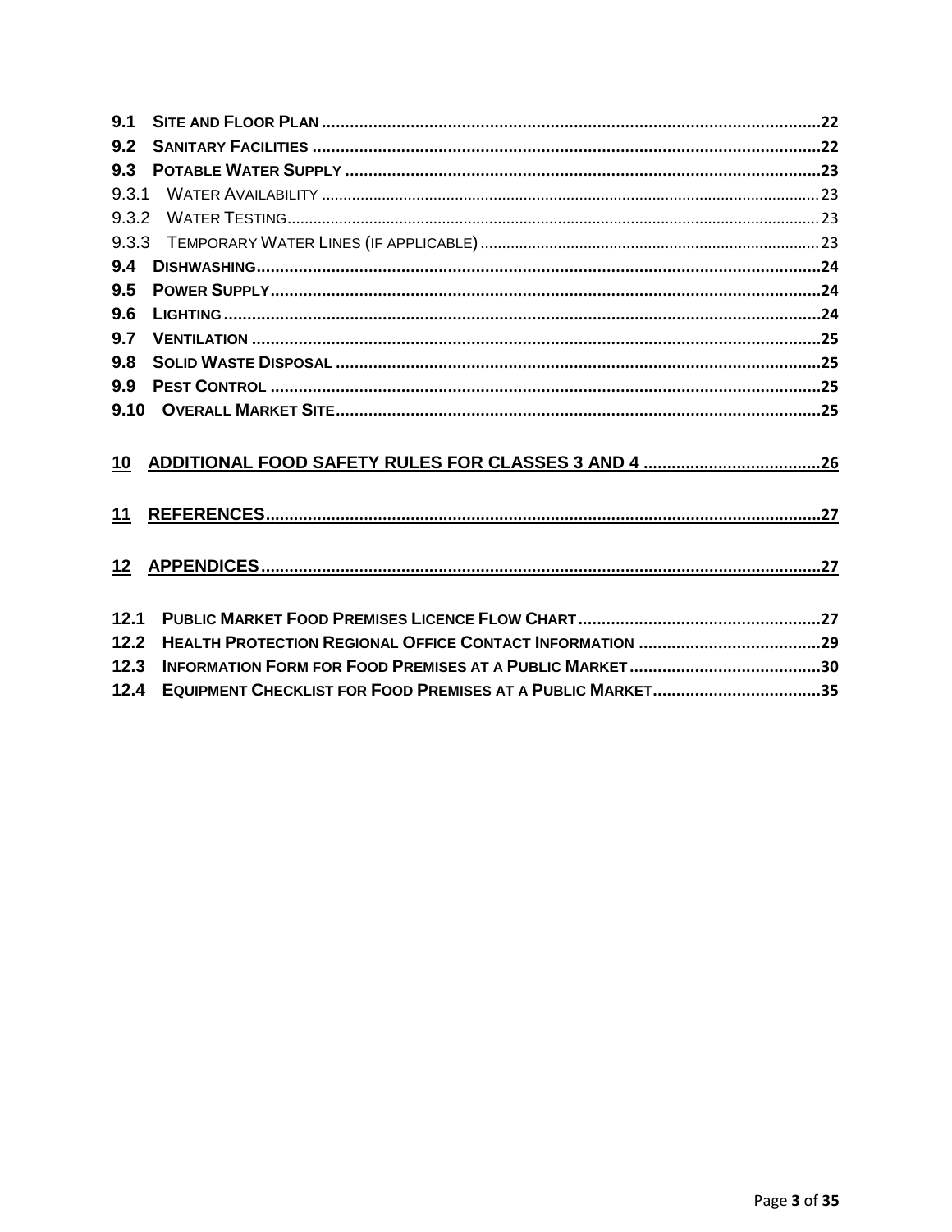**9.1 Site and Floor Plan** ..... 22
**9.2 Sanitary Facilities** ..... 22
**9.3 Potable Water Supply** ..... 23
9.3.1 Water Availability ..... 23
9.3.2 Water Testing ..... 23
9.3.3 Temporary Water Lines (if applicable) ..... 23
**9.4 Dishwashing** ..... 24
**9.5 Power Supply** ..... 24
**9.6 Lighting** ..... 24
**9.7 Ventilation** ..... 25
**9.8 Solid Waste Disposal** ..... 25
**9.9 Pest Control** ..... 25
**9.10 Overall Market Site** ..... 25

**10 ADDITIONAL FOOD SAFETY RULES FOR CLASSES 3 AND 4** ..... 26

**11 REFERENCES** ..... 27

**12 APPENDICES** ..... 27

**12.1 Public Market Food Premises Licence Flow Chart** ..... 27
**12.2 Health Protection Regional Office Contact Information** ..... 29
**12.3 Information Form for Food Premises at a Public Market** ..... 30
**12.4 Equipment Checklist for Food Premises at a Public Market** ..... 35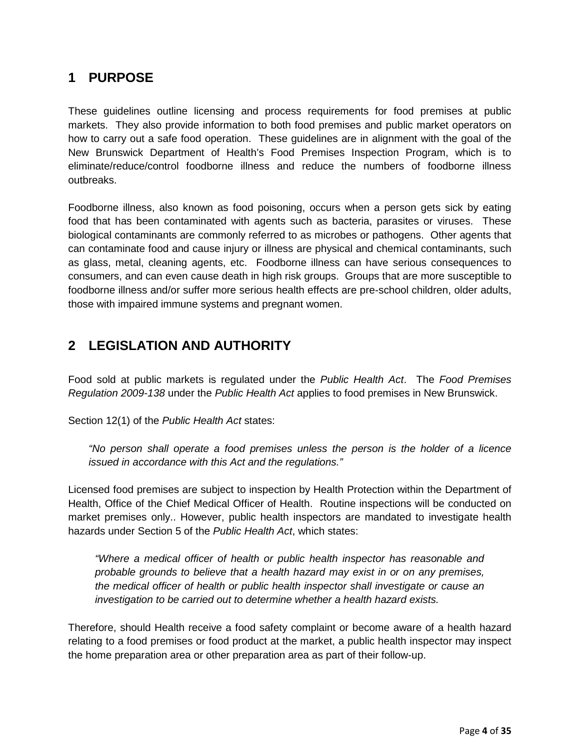## 1 PURPOSE

These guidelines outline licensing and process requirements for food premises at public markets. They also provide information to both food premises and public market operators on how to carry out a safe food operation. These guidelines are in alignment with the goal of the New Brunswick Department of Health's Food Premises Inspection Program, which is to eliminate/reduce/control foodborne illness and reduce the numbers of foodborne illness outbreaks.

Foodborne illness, also known as food poisoning, occurs when a person gets sick by eating food that has been contaminated with agents such as bacteria, parasites or viruses. These biological contaminants are commonly referred to as microbes or pathogens. Other agents that can contaminate food and cause injury or illness are physical and chemical contaminants, such as glass, metal, cleaning agents, etc. Foodborne illness can have serious consequences to consumers, and can even cause death in high risk groups. Groups that are more susceptible to foodborne illness and/or suffer more serious health effects are pre-school children, older adults, those with impaired immune systems and pregnant women.

## 2 LEGISLATION AND AUTHORITY

Food sold at public markets is regulated under the *Public Health Act*. The *Food Premises Regulation 2009-138* under the *Public Health Act* applies to food premises in New Brunswick.

Section 12(1) of the *Public Health Act* states:

> *"No person shall operate a food premises unless the person is the holder of a licence issued in accordance with this Act and the regulations."*

Licensed food premises are subject to inspection by Health Protection within the Department of Health, Office of the Chief Medical Officer of Health. Routine inspections will be conducted on market premises only.. However, public health inspectors are mandated to investigate health hazards under Section 5 of the *Public Health Act*, which states:

> *"Where a medical officer of health or public health inspector has reasonable and probable grounds to believe that a health hazard may exist in or on any premises, the medical officer of health or public health inspector shall investigate or cause an investigation to be carried out to determine whether a health hazard exists.*

Therefore, should Health receive a food safety complaint or become aware of a health hazard relating to a food premises or food product at the market, a public health inspector may inspect the home preparation area or other preparation area as part of their follow-up.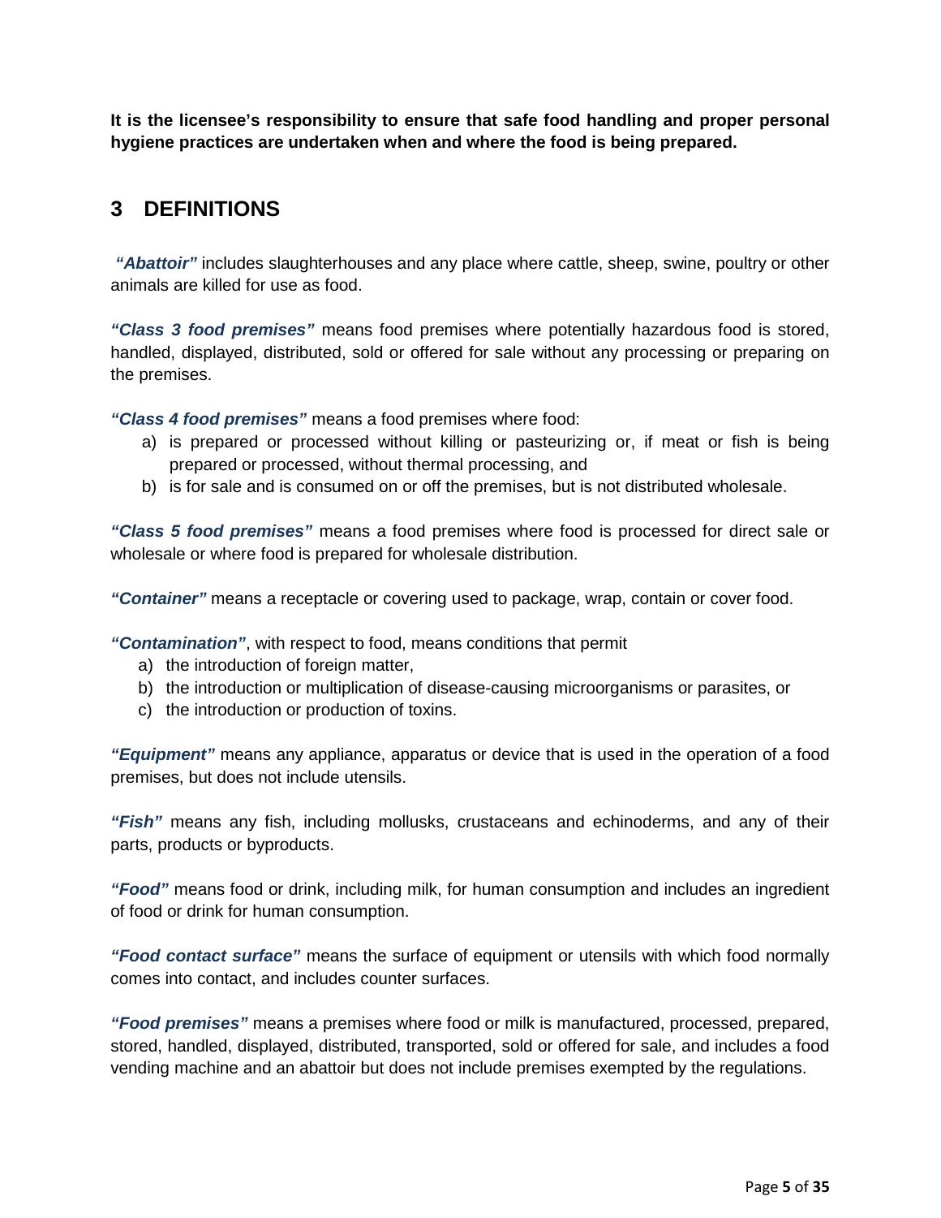**It is the licensee's responsibility to ensure that safe food handling and proper personal hygiene practices are undertaken when and where the food is being prepared.**

## 3 DEFINITIONS

***"Abattoir"*** includes slaughterhouses and any place where cattle, sheep, swine, poultry or other animals are killed for use as food.

***"Class 3 food premises"*** means food premises where potentially hazardous food is stored, handled, displayed, distributed, sold or offered for sale without any processing or preparing on the premises.

***"Class 4 food premises"*** means a food premises where food:

a) is prepared or processed without killing or pasteurizing or, if meat or fish is being prepared or processed, without thermal processing, and
b) is for sale and is consumed on or off the premises, but is not distributed wholesale.

***"Class 5 food premises"*** means a food premises where food is processed for direct sale or wholesale or where food is prepared for wholesale distribution.

***"Container"*** means a receptacle or covering used to package, wrap, contain or cover food.

***"Contamination"***, with respect to food, means conditions that permit

a) the introduction of foreign matter,
b) the introduction or multiplication of disease-causing microorganisms or parasites, or
c) the introduction or production of toxins.

***"Equipment"*** means any appliance, apparatus or device that is used in the operation of a food premises, but does not include utensils.

***"Fish"*** means any fish, including mollusks, crustaceans and echinoderms, and any of their parts, products or byproducts.

***"Food"*** means food or drink, including milk, for human consumption and includes an ingredient of food or drink for human consumption.

***"Food contact surface"*** means the surface of equipment or utensils with which food normally comes into contact, and includes counter surfaces.

***"Food premises"*** means a premises where food or milk is manufactured, processed, prepared, stored, handled, displayed, distributed, transported, sold or offered for sale, and includes a food vending machine and an abattoir but does not include premises exempted by the regulations.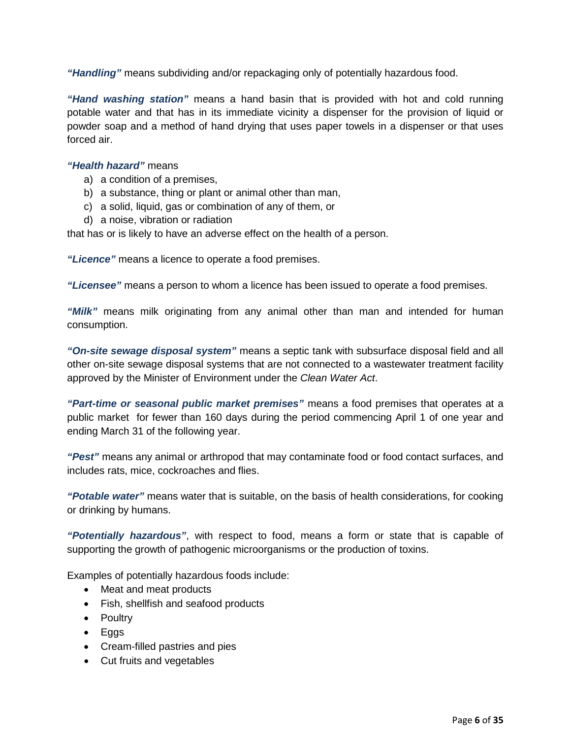***"Handling"*** means subdividing and/or repackaging only of potentially hazardous food.

***"Hand washing station"*** means a hand basin that is provided with hot and cold running potable water and that has in its immediate vicinity a dispenser for the provision of liquid or powder soap and a method of hand drying that uses paper towels in a dispenser or that uses forced air.

***"Health hazard"*** means

a) a condition of a premises,
b) a substance, thing or plant or animal other than man,
c) a solid, liquid, gas or combination of any of them, or
d) a noise, vibration or radiation

that has or is likely to have an adverse effect on the health of a person.

***"Licence"*** means a licence to operate a food premises.

***"Licensee"*** means a person to whom a licence has been issued to operate a food premises.

***"Milk"*** means milk originating from any animal other than man and intended for human consumption.

***"On-site sewage disposal system"*** means a septic tank with subsurface disposal field and all other on-site sewage disposal systems that are not connected to a wastewater treatment facility approved by the Minister of Environment under the *Clean Water Act*.

***"Part-time or seasonal public market premises"*** means a food premises that operates at a public market for fewer than 160 days during the period commencing April 1 of one year and ending March 31 of the following year.

***"Pest"*** means any animal or arthropod that may contaminate food or food contact surfaces, and includes rats, mice, cockroaches and flies.

***"Potable water"*** means water that is suitable, on the basis of health considerations, for cooking or drinking by humans.

***"Potentially hazardous"***, with respect to food, means a form or state that is capable of supporting the growth of pathogenic microorganisms or the production of toxins.

Examples of potentially hazardous foods include:

- Meat and meat products
- Fish, shellfish and seafood products
- Poultry
- Eggs
- Cream-filled pastries and pies
- Cut fruits and vegetables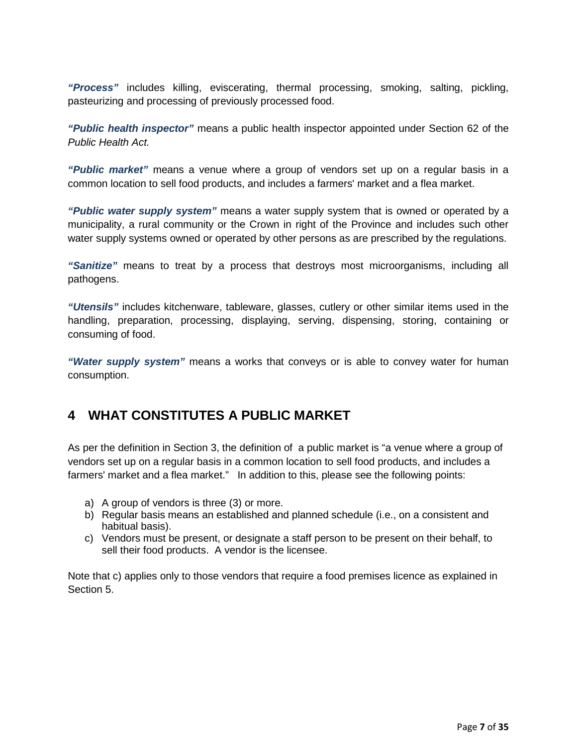***"Process"*** includes killing, eviscerating, thermal processing, smoking, salting, pickling, pasteurizing and processing of previously processed food.

***"Public health inspector"*** means a public health inspector appointed under Section 62 of the *Public Health Act.*

***"Public market"*** means a venue where a group of vendors set up on a regular basis in a common location to sell food products, and includes a farmers' market and a flea market.

***"Public water supply system"*** means a water supply system that is owned or operated by a municipality, a rural community or the Crown in right of the Province and includes such other water supply systems owned or operated by other persons as are prescribed by the regulations.

***"Sanitize"*** means to treat by a process that destroys most microorganisms, including all pathogens.

***"Utensils"*** includes kitchenware, tableware, glasses, cutlery or other similar items used in the handling, preparation, processing, displaying, serving, dispensing, storing, containing or consuming of food.

***"Water supply system"*** means a works that conveys or is able to convey water for human consumption.

## 4 WHAT CONSTITUTES A PUBLIC MARKET

As per the definition in Section 3, the definition of a public market is "a venue where a group of vendors set up on a regular basis in a common location to sell food products, and includes a farmers' market and a flea market." In addition to this, please see the following points:

a) A group of vendors is three (3) or more.
b) Regular basis means an established and planned schedule (i.e., on a consistent and habitual basis).
c) Vendors must be present, or designate a staff person to be present on their behalf, to sell their food products. A vendor is the licensee.

Note that c) applies only to those vendors that require a food premises licence as explained in Section 5.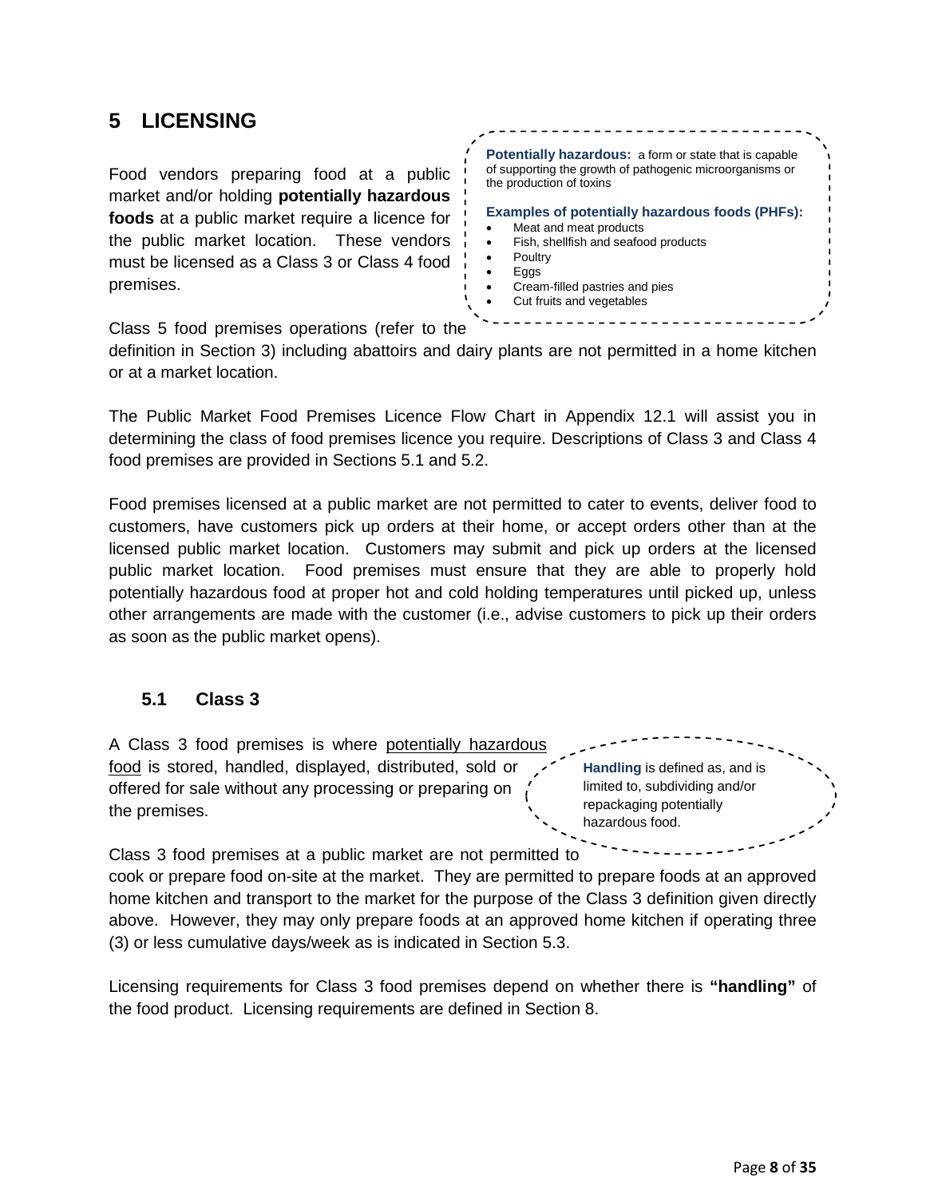# 5 LICENSING

Food vendors preparing food at a public market and/or holding **potentially hazardous foods** at a public market require a licence for the public market location. These vendors must be licensed as a Class 3 or Class 4 food premises.

> **Potentially hazardous:** a form or state that is capable of supporting the growth of pathogenic microorganisms or the production of toxins
>
> **Examples of potentially hazardous foods (PHFs):**
> - Meat and meat products
> - Fish, shellfish and seafood products
> - Poultry
> - Eggs
> - Cream-filled pastries and pies
> - Cut fruits and vegetables

Class 5 food premises operations (refer to the definition in Section 3) including abattoirs and dairy plants are not permitted in a home kitchen or at a market location.

The Public Market Food Premises Licence Flow Chart in Appendix 12.1 will assist you in determining the class of food premises licence you require. Descriptions of Class 3 and Class 4 food premises are provided in Sections 5.1 and 5.2.

Food premises licensed at a public market are not permitted to cater to events, deliver food to customers, have customers pick up orders at their home, or accept orders other than at the licensed public market location. Customers may submit and pick up orders at the licensed public market location. Food premises must ensure that they are able to properly hold potentially hazardous food at proper hot and cold holding temperatures until picked up, unless other arrangements are made with the customer (i.e., advise customers to pick up their orders as soon as the public market opens).

## 5.1 Class 3

A Class 3 food premises is where potentially hazardous food is stored, handled, displayed, distributed, sold or offered for sale without any processing or preparing on the premises.

> **Handling** is defined as, and is limited to, subdividing and/or repackaging potentially hazardous food.

Class 3 food premises at a public market are not permitted to cook or prepare food on-site at the market. They are permitted to prepare foods at an approved home kitchen and transport to the market for the purpose of the Class 3 definition given directly above. However, they may only prepare foods at an approved home kitchen if operating three (3) or less cumulative days/week as is indicated in Section 5.3.

Licensing requirements for Class 3 food premises depend on whether there is **"handling"** of the food product. Licensing requirements are defined in Section 8.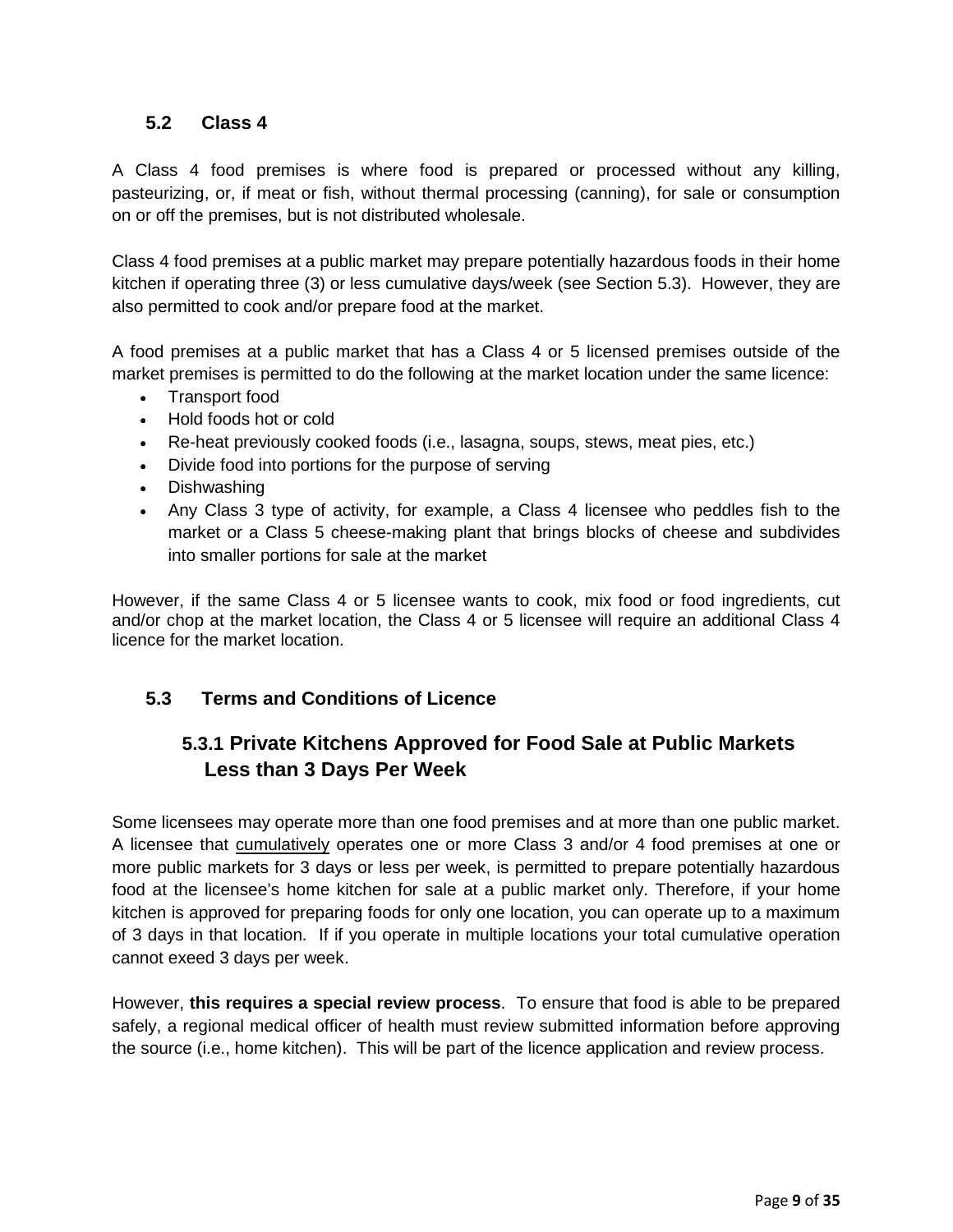## 5.2 Class 4

A Class 4 food premises is where food is prepared or processed without any killing, pasteurizing, or, if meat or fish, without thermal processing (canning), for sale or consumption on or off the premises, but is not distributed wholesale.

Class 4 food premises at a public market may prepare potentially hazardous foods in their home kitchen if operating three (3) or less cumulative days/week (see Section 5.3). However, they are also permitted to cook and/or prepare food at the market.

A food premises at a public market that has a Class 4 or 5 licensed premises outside of the market premises is permitted to do the following at the market location under the same licence:

- Transport food
- Hold foods hot or cold
- Re-heat previously cooked foods (i.e., lasagna, soups, stews, meat pies, etc.)
- Divide food into portions for the purpose of serving
- Dishwashing
- Any Class 3 type of activity, for example, a Class 4 licensee who peddles fish to the market or a Class 5 cheese-making plant that brings blocks of cheese and subdivides into smaller portions for sale at the market

However, if the same Class 4 or 5 licensee wants to cook, mix food or food ingredients, cut and/or chop at the market location, the Class 4 or 5 licensee will require an additional Class 4 licence for the market location.

## 5.3 Terms and Conditions of Licence

### 5.3.1 Private Kitchens Approved for Food Sale at Public Markets Less than 3 Days Per Week

Some licensees may operate more than one food premises and at more than one public market. A licensee that cumulatively operates one or more Class 3 and/or 4 food premises at one or more public markets for 3 days or less per week, is permitted to prepare potentially hazardous food at the licensee's home kitchen for sale at a public market only. Therefore, if your home kitchen is approved for preparing foods for only one location, you can operate up to a maximum of 3 days in that location. If if you operate in multiple locations your total cumulative operation cannot exeed 3 days per week.

However, **this requires a special review process**. To ensure that food is able to be prepared safely, a regional medical officer of health must review submitted information before approving the source (i.e., home kitchen). This will be part of the licence application and review process.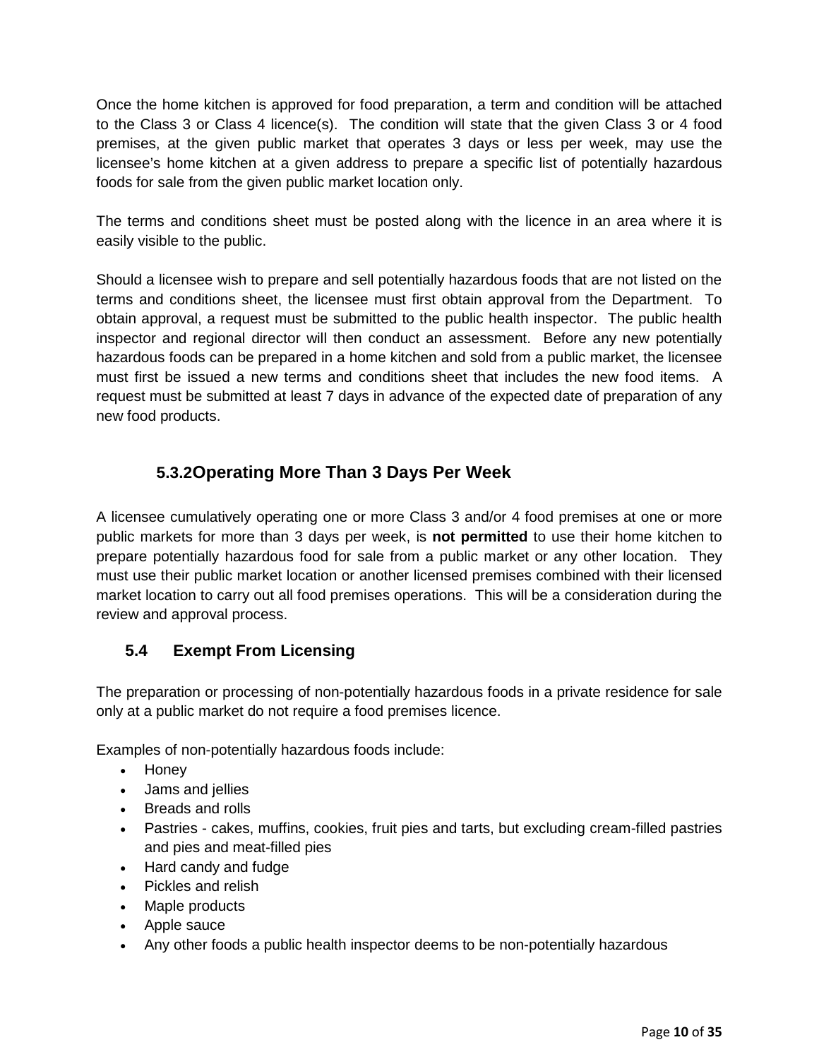Once the home kitchen is approved for food preparation, a term and condition will be attached to the Class 3 or Class 4 licence(s). The condition will state that the given Class 3 or 4 food premises, at the given public market that operates 3 days or less per week, may use the licensee's home kitchen at a given address to prepare a specific list of potentially hazardous foods for sale from the given public market location only.

The terms and conditions sheet must be posted along with the licence in an area where it is easily visible to the public.

Should a licensee wish to prepare and sell potentially hazardous foods that are not listed on the terms and conditions sheet, the licensee must first obtain approval from the Department. To obtain approval, a request must be submitted to the public health inspector. The public health inspector and regional director will then conduct an assessment. Before any new potentially hazardous foods can be prepared in a home kitchen and sold from a public market, the licensee must first be issued a new terms and conditions sheet that includes the new food items. A request must be submitted at least 7 days in advance of the expected date of preparation of any new food products.

#### 5.3.2 Operating More Than 3 Days Per Week

A licensee cumulatively operating one or more Class 3 and/or 4 food premises at one or more public markets for more than 3 days per week, is **not permitted** to use their home kitchen to prepare potentially hazardous food for sale from a public market or any other location. They must use their public market location or another licensed premises combined with their licensed market location to carry out all food premises operations. This will be a consideration during the review and approval process.

### 5.4 Exempt From Licensing

The preparation or processing of non-potentially hazardous foods in a private residence for sale only at a public market do not require a food premises licence.

Examples of non-potentially hazardous foods include:

- Honey
- Jams and jellies
- Breads and rolls
- Pastries - cakes, muffins, cookies, fruit pies and tarts, but excluding cream-filled pastries and pies and meat-filled pies
- Hard candy and fudge
- Pickles and relish
- Maple products
- Apple sauce
- Any other foods a public health inspector deems to be non-potentially hazardous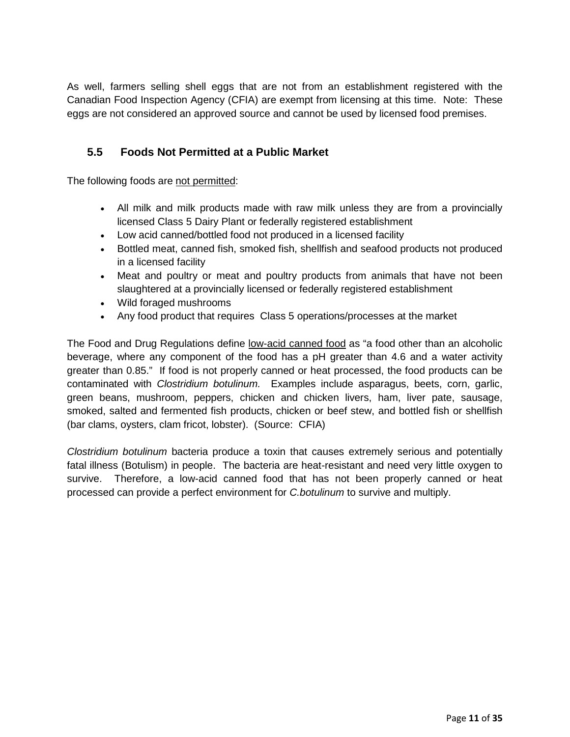As well, farmers selling shell eggs that are not from an establishment registered with the Canadian Food Inspection Agency (CFIA) are exempt from licensing at this time. Note: These eggs are not considered an approved source and cannot be used by licensed food premises.

## 5.5 Foods Not Permitted at a Public Market

The following foods are <u>not permitted</u>:

- All milk and milk products made with raw milk unless they are from a provincially licensed Class 5 Dairy Plant or federally registered establishment
- Low acid canned/bottled food not produced in a licensed facility
- Bottled meat, canned fish, smoked fish, shellfish and seafood products not produced in a licensed facility
- Meat and poultry or meat and poultry products from animals that have not been slaughtered at a provincially licensed or federally registered establishment
- Wild foraged mushrooms
- Any food product that requires Class 5 operations/processes at the market

The Food and Drug Regulations define <u>low-acid canned food</u> as "a food other than an alcoholic beverage, where any component of the food has a pH greater than 4.6 and a water activity greater than 0.85." If food is not properly canned or heat processed, the food products can be contaminated with *Clostridium botulinum.* Examples include asparagus, beets, corn, garlic, green beans, mushroom, peppers, chicken and chicken livers, ham, liver pate, sausage, smoked, salted and fermented fish products, chicken or beef stew, and bottled fish or shellfish (bar clams, oysters, clam fricot, lobster). (Source: CFIA)

*Clostridium botulinum* bacteria produce a toxin that causes extremely serious and potentially fatal illness (Botulism) in people. The bacteria are heat-resistant and need very little oxygen to survive. Therefore, a low-acid canned food that has not been properly canned or heat processed can provide a perfect environment for *C.botulinum* to survive and multiply.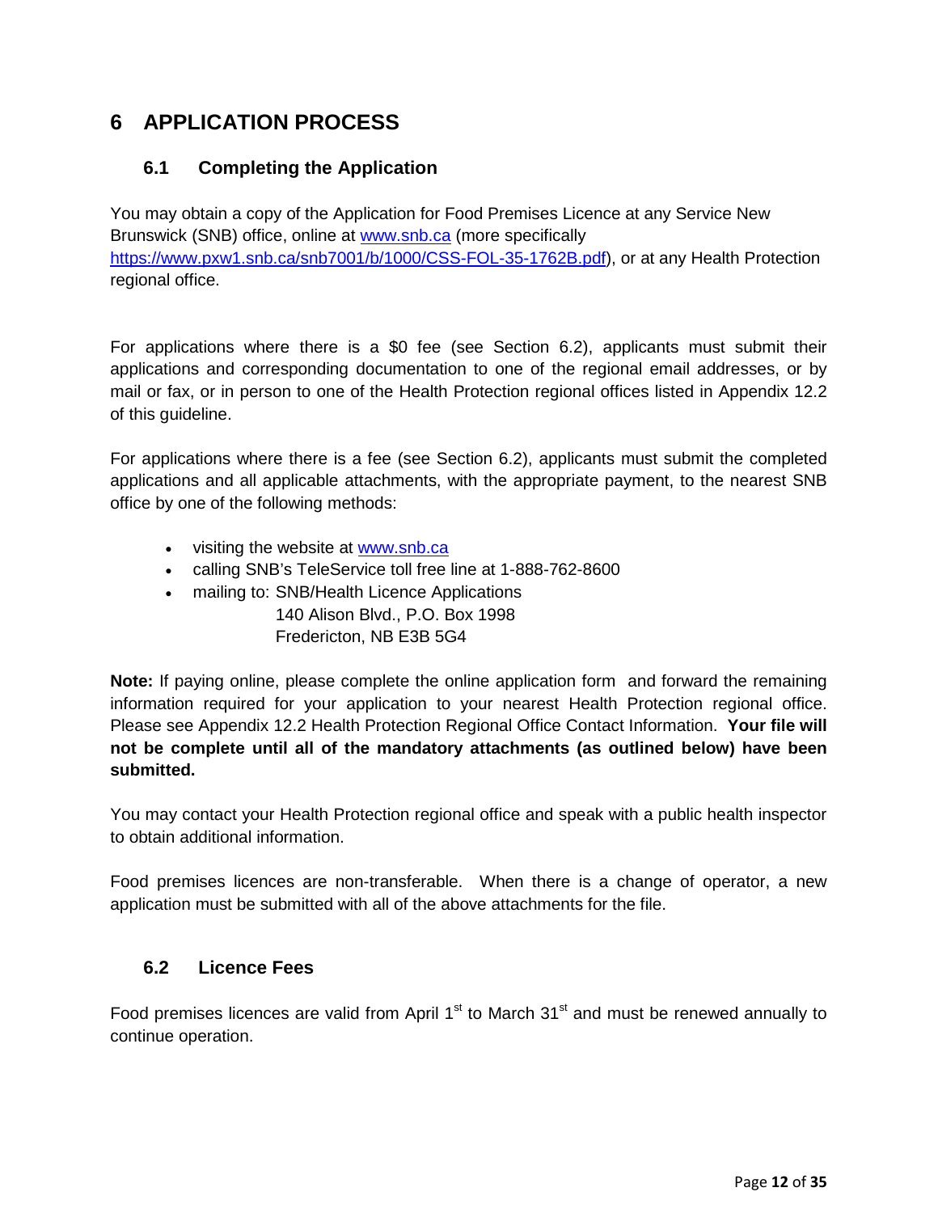# 6 APPLICATION PROCESS

## 6.1 Completing the Application

You may obtain a copy of the Application for Food Premises Licence at any Service New Brunswick (SNB) office, online at www.snb.ca (more specifically https://www.pxw1.snb.ca/snb7001/b/1000/CSS-FOL-35-1762B.pdf), or at any Health Protection regional office.

For applications where there is a $0 fee (see Section 6.2), applicants must submit their applications and corresponding documentation to one of the regional email addresses, or by mail or fax, or in person to one of the Health Protection regional offices listed in Appendix 12.2 of this guideline.

For applications where there is a fee (see Section 6.2), applicants must submit the completed applications and all applicable attachments, with the appropriate payment, to the nearest SNB office by one of the following methods:

- visiting the website at www.snb.ca
- calling SNB's TeleService toll free line at 1-888-762-8600
- mailing to: SNB/Health Licence Applications
  140 Alison Blvd., P.O. Box 1998
  Fredericton, NB E3B 5G4

**Note:** If paying online, please complete the online application form and forward the remaining information required for your application to your nearest Health Protection regional office. Please see Appendix 12.2 Health Protection Regional Office Contact Information. **Your file will not be complete until all of the mandatory attachments (as outlined below) have been submitted.**

You may contact your Health Protection regional office and speak with a public health inspector to obtain additional information.

Food premises licences are non-transferable. When there is a change of operator, a new application must be submitted with all of the above attachments for the file.

## 6.2 Licence Fees

Food premises licences are valid from April 1st to March 31st and must be renewed annually to continue operation.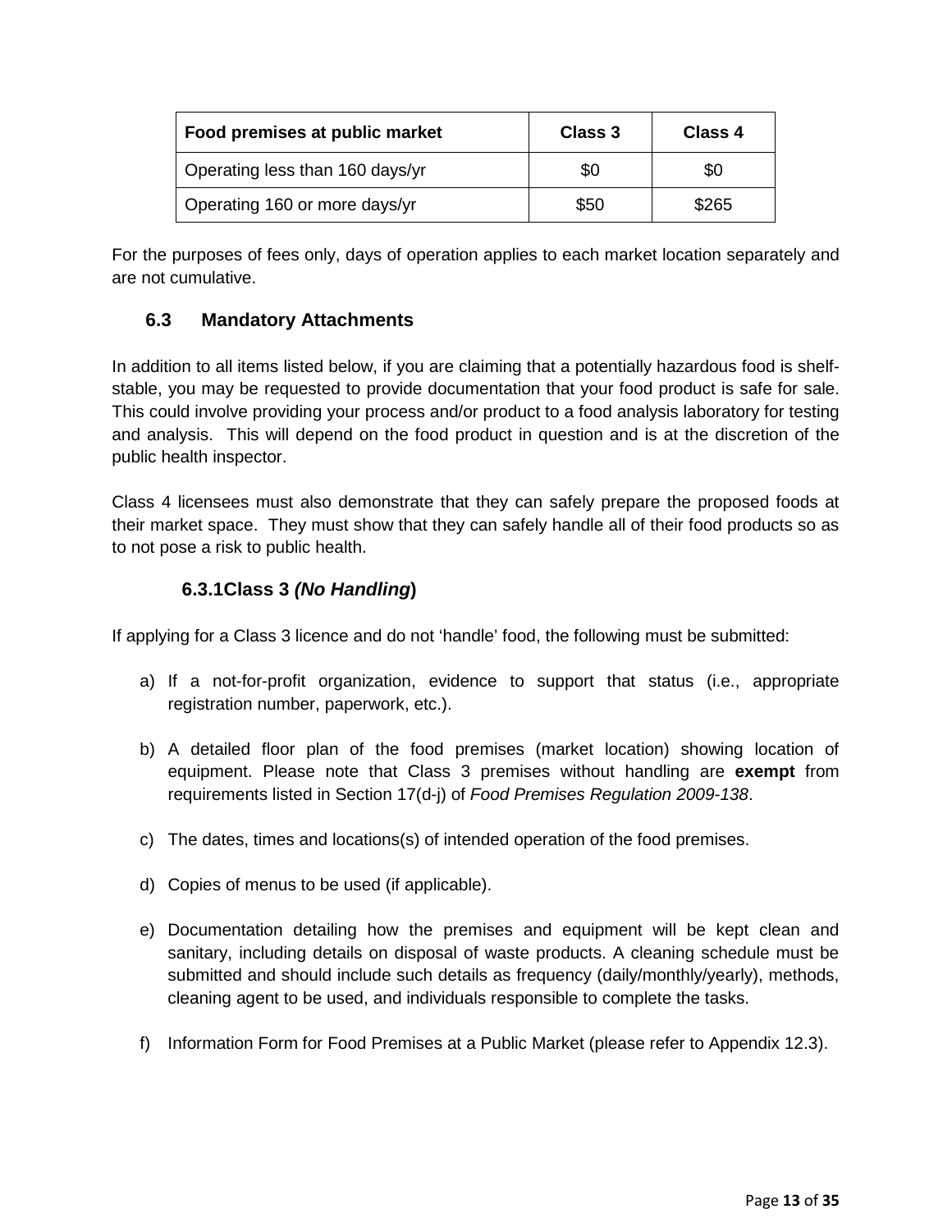| Food premises at public market | Class 3 | Class 4 |
| --- | --- | --- |
| Operating less than 160 days/yr | $0 | $0 |
| Operating 160 or more days/yr | $50 | $265 |

For the purposes of fees only, days of operation applies to each market location separately and are not cumulative.

## 6.3 Mandatory Attachments

In addition to all items listed below, if you are claiming that a potentially hazardous food is shelf-stable, you may be requested to provide documentation that your food product is safe for sale. This could involve providing your process and/or product to a food analysis laboratory for testing and analysis. This will depend on the food product in question and is at the discretion of the public health inspector.

Class 4 licensees must also demonstrate that they can safely prepare the proposed foods at their market space. They must show that they can safely handle all of their food products so as to not pose a risk to public health.

### 6.3.1 Class 3 *(No Handling)*

If applying for a Class 3 licence and do not 'handle' food, the following must be submitted:

a) If a not-for-profit organization, evidence to support that status (i.e., appropriate registration number, paperwork, etc.).

b) A detailed floor plan of the food premises (market location) showing location of equipment. Please note that Class 3 premises without handling are **exempt** from requirements listed in Section 17(d-j) of *Food Premises Regulation 2009-138*.

c) The dates, times and locations(s) of intended operation of the food premises.

d) Copies of menus to be used (if applicable).

e) Documentation detailing how the premises and equipment will be kept clean and sanitary, including details on disposal of waste products. A cleaning schedule must be submitted and should include such details as frequency (daily/monthly/yearly), methods, cleaning agent to be used, and individuals responsible to complete the tasks.

f) Information Form for Food Premises at a Public Market (please refer to Appendix 12.3).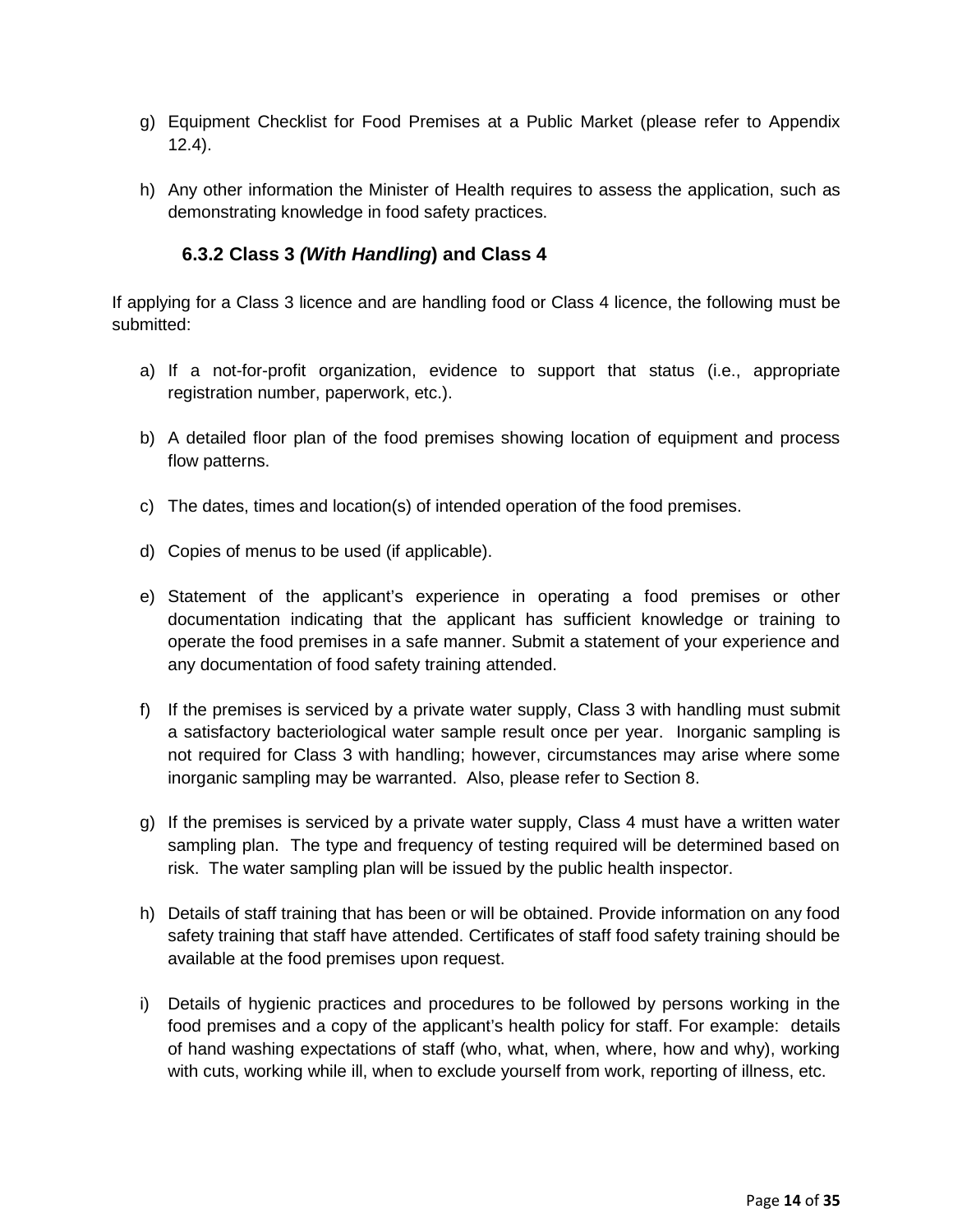g) Equipment Checklist for Food Premises at a Public Market (please refer to Appendix 12.4).

h) Any other information the Minister of Health requires to assess the application, such as demonstrating knowledge in food safety practices.

### 6.3.2 Class 3 *(With Handling)* and Class 4

If applying for a Class 3 licence and are handling food or Class 4 licence, the following must be submitted:

a) If a not-for-profit organization, evidence to support that status (i.e., appropriate registration number, paperwork, etc.).

b) A detailed floor plan of the food premises showing location of equipment and process flow patterns.

c) The dates, times and location(s) of intended operation of the food premises.

d) Copies of menus to be used (if applicable).

e) Statement of the applicant's experience in operating a food premises or other documentation indicating that the applicant has sufficient knowledge or training to operate the food premises in a safe manner. Submit a statement of your experience and any documentation of food safety training attended.

f) If the premises is serviced by a private water supply, Class 3 with handling must submit a satisfactory bacteriological water sample result once per year. Inorganic sampling is not required for Class 3 with handling; however, circumstances may arise where some inorganic sampling may be warranted. Also, please refer to Section 8.

g) If the premises is serviced by a private water supply, Class 4 must have a written water sampling plan. The type and frequency of testing required will be determined based on risk. The water sampling plan will be issued by the public health inspector.

h) Details of staff training that has been or will be obtained. Provide information on any food safety training that staff have attended. Certificates of staff food safety training should be available at the food premises upon request.

i) Details of hygienic practices and procedures to be followed by persons working in the food premises and a copy of the applicant's health policy for staff. For example: details of hand washing expectations of staff (who, what, when, where, how and why), working with cuts, working while ill, when to exclude yourself from work, reporting of illness, etc.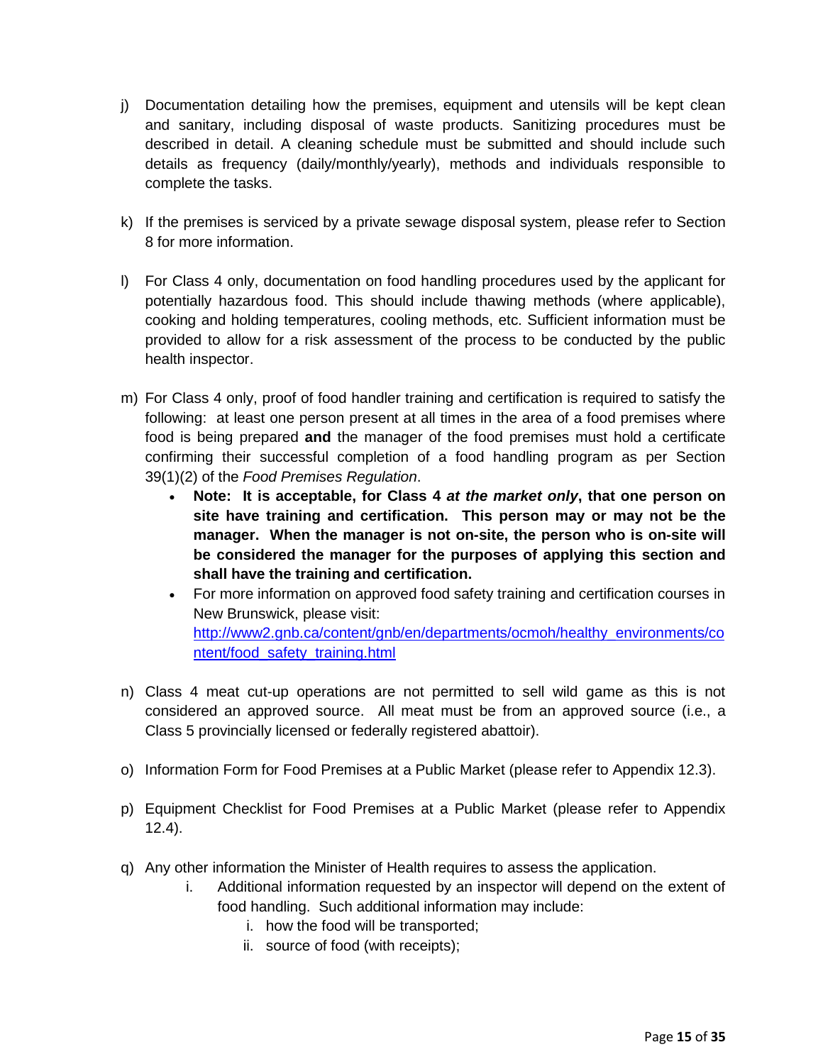j) Documentation detailing how the premises, equipment and utensils will be kept clean and sanitary, including disposal of waste products. Sanitizing procedures must be described in detail. A cleaning schedule must be submitted and should include such details as frequency (daily/monthly/yearly), methods and individuals responsible to complete the tasks.

k) If the premises is serviced by a private sewage disposal system, please refer to Section 8 for more information.

l) For Class 4 only, documentation on food handling procedures used by the applicant for potentially hazardous food. This should include thawing methods (where applicable), cooking and holding temperatures, cooling methods, etc. Sufficient information must be provided to allow for a risk assessment of the process to be conducted by the public health inspector.

m) For Class 4 only, proof of food handler training and certification is required to satisfy the following: at least one person present at all times in the area of a food premises where food is being prepared **and** the manager of the food premises must hold a certificate confirming their successful completion of a food handling program as per Section 39(1)(2) of the *Food Premises Regulation*.
   - **Note: It is acceptable, for Class 4 *at the market only*, that one person on site have training and certification. This person may or may not be the manager. When the manager is not on-site, the person who is on-site will be considered the manager for the purposes of applying this section and shall have the training and certification.**
   - For more information on approved food safety training and certification courses in New Brunswick, please visit: [http://www2.gnb.ca/content/gnb/en/departments/ocmoh/healthy_environments/content/food_safety_training.html](http://www2.gnb.ca/content/gnb/en/departments/ocmoh/healthy_environments/content/food_safety_training.html)

n) Class 4 meat cut-up operations are not permitted to sell wild game as this is not considered an approved source. All meat must be from an approved source (i.e., a Class 5 provincially licensed or federally registered abattoir).

o) Information Form for Food Premises at a Public Market (please refer to Appendix 12.3).

p) Equipment Checklist for Food Premises at a Public Market (please refer to Appendix 12.4).

q) Any other information the Minister of Health requires to assess the application.
   i. Additional information requested by an inspector will depend on the extent of food handling. Such additional information may include:
      i. how the food will be transported;
      ii. source of food (with receipts);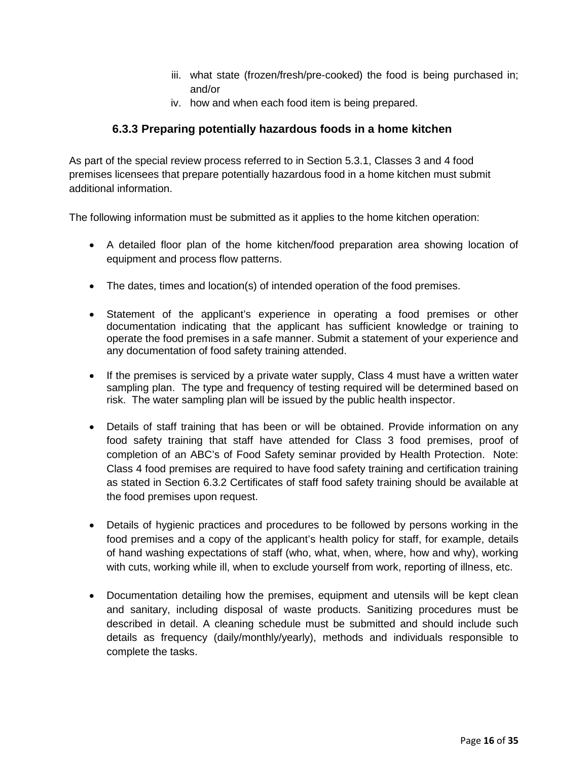iii. what state (frozen/fresh/pre-cooked) the food is being purchased in; and/or
iv. how and when each food item is being prepared.

### 6.3.3 Preparing potentially hazardous foods in a home kitchen

As part of the special review process referred to in Section 5.3.1, Classes 3 and 4 food premises licensees that prepare potentially hazardous food in a home kitchen must submit additional information.

The following information must be submitted as it applies to the home kitchen operation:

- A detailed floor plan of the home kitchen/food preparation area showing location of equipment and process flow patterns.
- The dates, times and location(s) of intended operation of the food premises.
- Statement of the applicant's experience in operating a food premises or other documentation indicating that the applicant has sufficient knowledge or training to operate the food premises in a safe manner. Submit a statement of your experience and any documentation of food safety training attended.
- If the premises is serviced by a private water supply, Class 4 must have a written water sampling plan. The type and frequency of testing required will be determined based on risk. The water sampling plan will be issued by the public health inspector.
- Details of staff training that has been or will be obtained. Provide information on any food safety training that staff have attended for Class 3 food premises, proof of completion of an ABC's of Food Safety seminar provided by Health Protection. Note: Class 4 food premises are required to have food safety training and certification training as stated in Section 6.3.2 Certificates of staff food safety training should be available at the food premises upon request.
- Details of hygienic practices and procedures to be followed by persons working in the food premises and a copy of the applicant's health policy for staff, for example, details of hand washing expectations of staff (who, what, when, where, how and why), working with cuts, working while ill, when to exclude yourself from work, reporting of illness, etc.
- Documentation detailing how the premises, equipment and utensils will be kept clean and sanitary, including disposal of waste products. Sanitizing procedures must be described in detail. A cleaning schedule must be submitted and should include such details as frequency (daily/monthly/yearly), methods and individuals responsible to complete the tasks.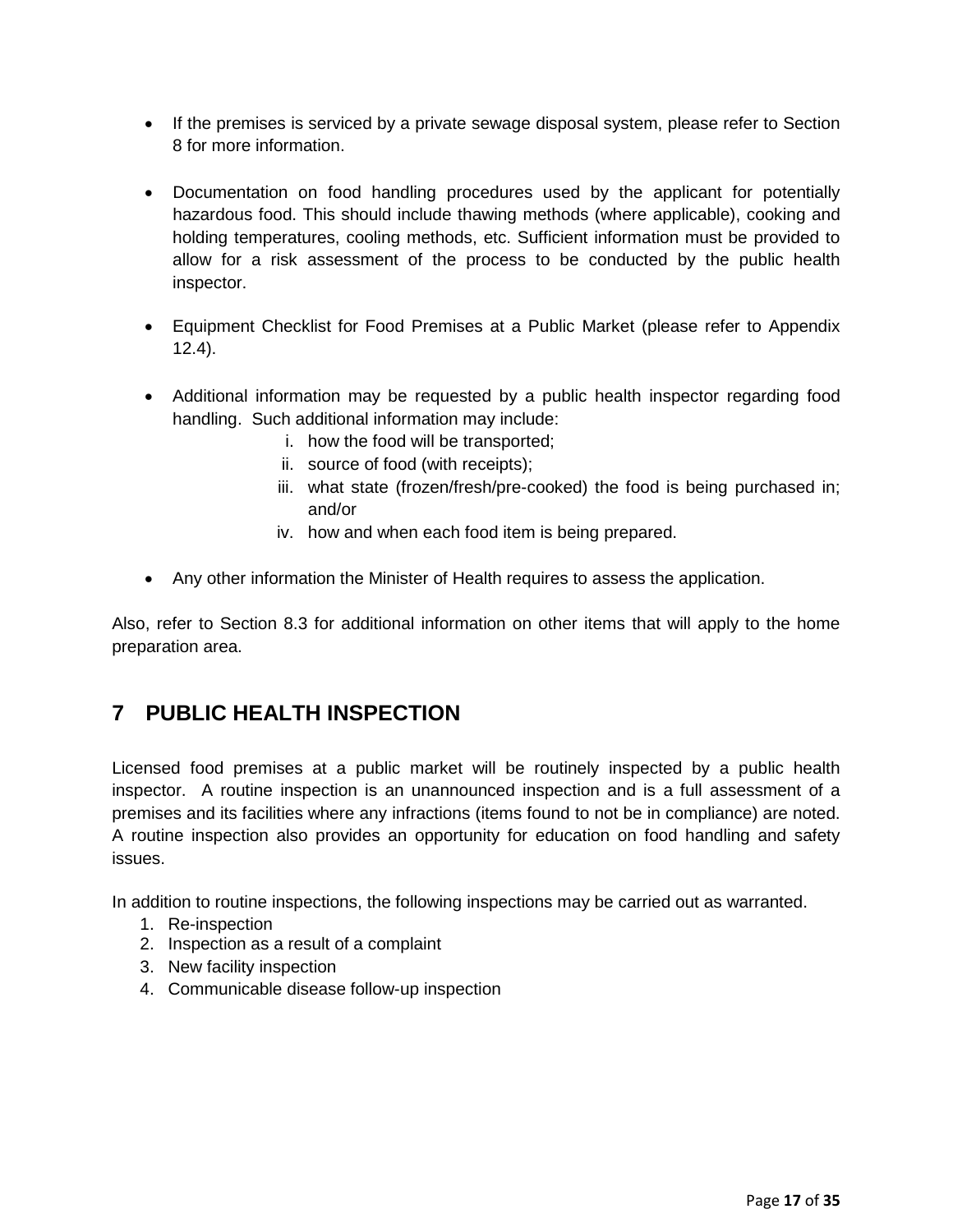- If the premises is serviced by a private sewage disposal system, please refer to Section 8 for more information.

- Documentation on food handling procedures used by the applicant for potentially hazardous food. This should include thawing methods (where applicable), cooking and holding temperatures, cooling methods, etc. Sufficient information must be provided to allow for a risk assessment of the process to be conducted by the public health inspector.

- Equipment Checklist for Food Premises at a Public Market (please refer to Appendix 12.4).

- Additional information may be requested by a public health inspector regarding food handling. Such additional information may include:
  - i. how the food will be transported;
  - ii. source of food (with receipts);
  - iii. what state (frozen/fresh/pre-cooked) the food is being purchased in; and/or
  - iv. how and when each food item is being prepared.

- Any other information the Minister of Health requires to assess the application.

Also, refer to Section 8.3 for additional information on other items that will apply to the home preparation area.

# 7 PUBLIC HEALTH INSPECTION

Licensed food premises at a public market will be routinely inspected by a public health inspector. A routine inspection is an unannounced inspection and is a full assessment of a premises and its facilities where any infractions (items found to not be in compliance) are noted. A routine inspection also provides an opportunity for education on food handling and safety issues.

In addition to routine inspections, the following inspections may be carried out as warranted.

1. Re-inspection
2. Inspection as a result of a complaint
3. New facility inspection
4. Communicable disease follow-up inspection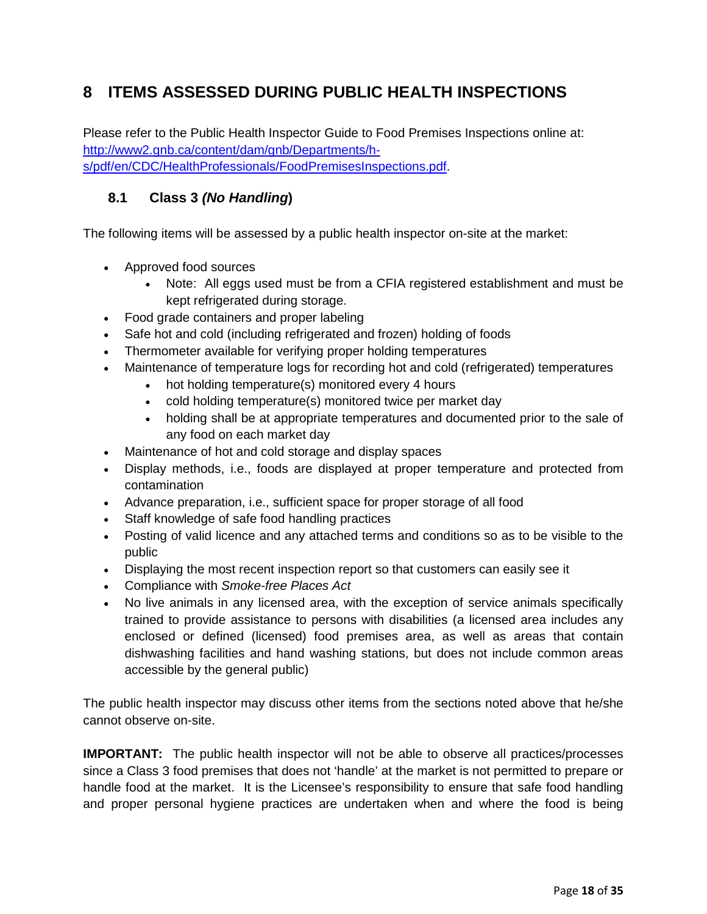# 8 ITEMS ASSESSED DURING PUBLIC HEALTH INSPECTIONS

Please refer to the Public Health Inspector Guide to Food Premises Inspections online at: [http://www2.gnb.ca/content/dam/gnb/Departments/h-s/pdf/en/CDC/HealthProfessionals/FoodPremisesInspections.pdf](http://www2.gnb.ca/content/dam/gnb/Departments/h-s/pdf/en/CDC/HealthProfessionals/FoodPremisesInspections.pdf).

## 8.1 Class 3 *(No Handling)*

The following items will be assessed by a public health inspector on-site at the market:

- Approved food sources
  - Note: All eggs used must be from a CFIA registered establishment and must be kept refrigerated during storage.
- Food grade containers and proper labeling
- Safe hot and cold (including refrigerated and frozen) holding of foods
- Thermometer available for verifying proper holding temperatures
- Maintenance of temperature logs for recording hot and cold (refrigerated) temperatures
  - hot holding temperature(s) monitored every 4 hours
  - cold holding temperature(s) monitored twice per market day
  - holding shall be at appropriate temperatures and documented prior to the sale of any food on each market day
- Maintenance of hot and cold storage and display spaces
- Display methods, i.e., foods are displayed at proper temperature and protected from contamination
- Advance preparation, i.e., sufficient space for proper storage of all food
- Staff knowledge of safe food handling practices
- Posting of valid licence and any attached terms and conditions so as to be visible to the public
- Displaying the most recent inspection report so that customers can easily see it
- Compliance with *Smoke-free Places Act*
- No live animals in any licensed area, with the exception of service animals specifically trained to provide assistance to persons with disabilities (a licensed area includes any enclosed or defined (licensed) food premises area, as well as areas that contain dishwashing facilities and hand washing stations, but does not include common areas accessible by the general public)

The public health inspector may discuss other items from the sections noted above that he/she cannot observe on-site.

**IMPORTANT:** The public health inspector will not be able to observe all practices/processes since a Class 3 food premises that does not 'handle' at the market is not permitted to prepare or handle food at the market. It is the Licensee's responsibility to ensure that safe food handling and proper personal hygiene practices are undertaken when and where the food is being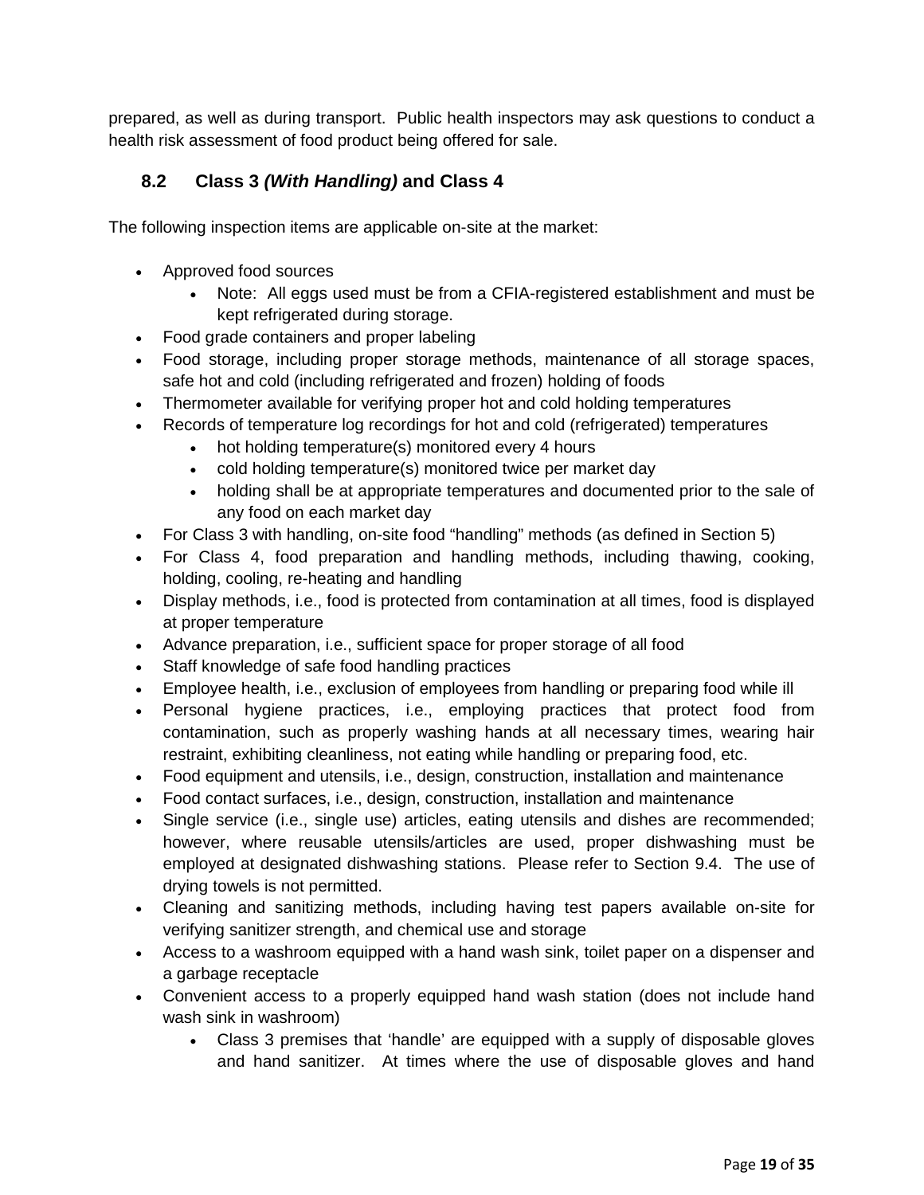prepared, as well as during transport. Public health inspectors may ask questions to conduct a health risk assessment of food product being offered for sale.

## 8.2 Class 3 *(With Handling)* and Class 4

The following inspection items are applicable on-site at the market:

- Approved food sources
  - Note: All eggs used must be from a CFIA-registered establishment and must be kept refrigerated during storage.
- Food grade containers and proper labeling
- Food storage, including proper storage methods, maintenance of all storage spaces, safe hot and cold (including refrigerated and frozen) holding of foods
- Thermometer available for verifying proper hot and cold holding temperatures
- Records of temperature log recordings for hot and cold (refrigerated) temperatures
  - hot holding temperature(s) monitored every 4 hours
  - cold holding temperature(s) monitored twice per market day
  - holding shall be at appropriate temperatures and documented prior to the sale of any food on each market day
- For Class 3 with handling, on-site food "handling" methods (as defined in Section 5)
- For Class 4, food preparation and handling methods, including thawing, cooking, holding, cooling, re-heating and handling
- Display methods, i.e., food is protected from contamination at all times, food is displayed at proper temperature
- Advance preparation, i.e., sufficient space for proper storage of all food
- Staff knowledge of safe food handling practices
- Employee health, i.e., exclusion of employees from handling or preparing food while ill
- Personal hygiene practices, i.e., employing practices that protect food from contamination, such as properly washing hands at all necessary times, wearing hair restraint, exhibiting cleanliness, not eating while handling or preparing food, etc.
- Food equipment and utensils, i.e., design, construction, installation and maintenance
- Food contact surfaces, i.e., design, construction, installation and maintenance
- Single service (i.e., single use) articles, eating utensils and dishes are recommended; however, where reusable utensils/articles are used, proper dishwashing must be employed at designated dishwashing stations. Please refer to Section 9.4. The use of drying towels is not permitted.
- Cleaning and sanitizing methods, including having test papers available on-site for verifying sanitizer strength, and chemical use and storage
- Access to a washroom equipped with a hand wash sink, toilet paper on a dispenser and a garbage receptacle
- Convenient access to a properly equipped hand wash station (does not include hand wash sink in washroom)
  - Class 3 premises that 'handle' are equipped with a supply of disposable gloves and hand sanitizer. At times where the use of disposable gloves and hand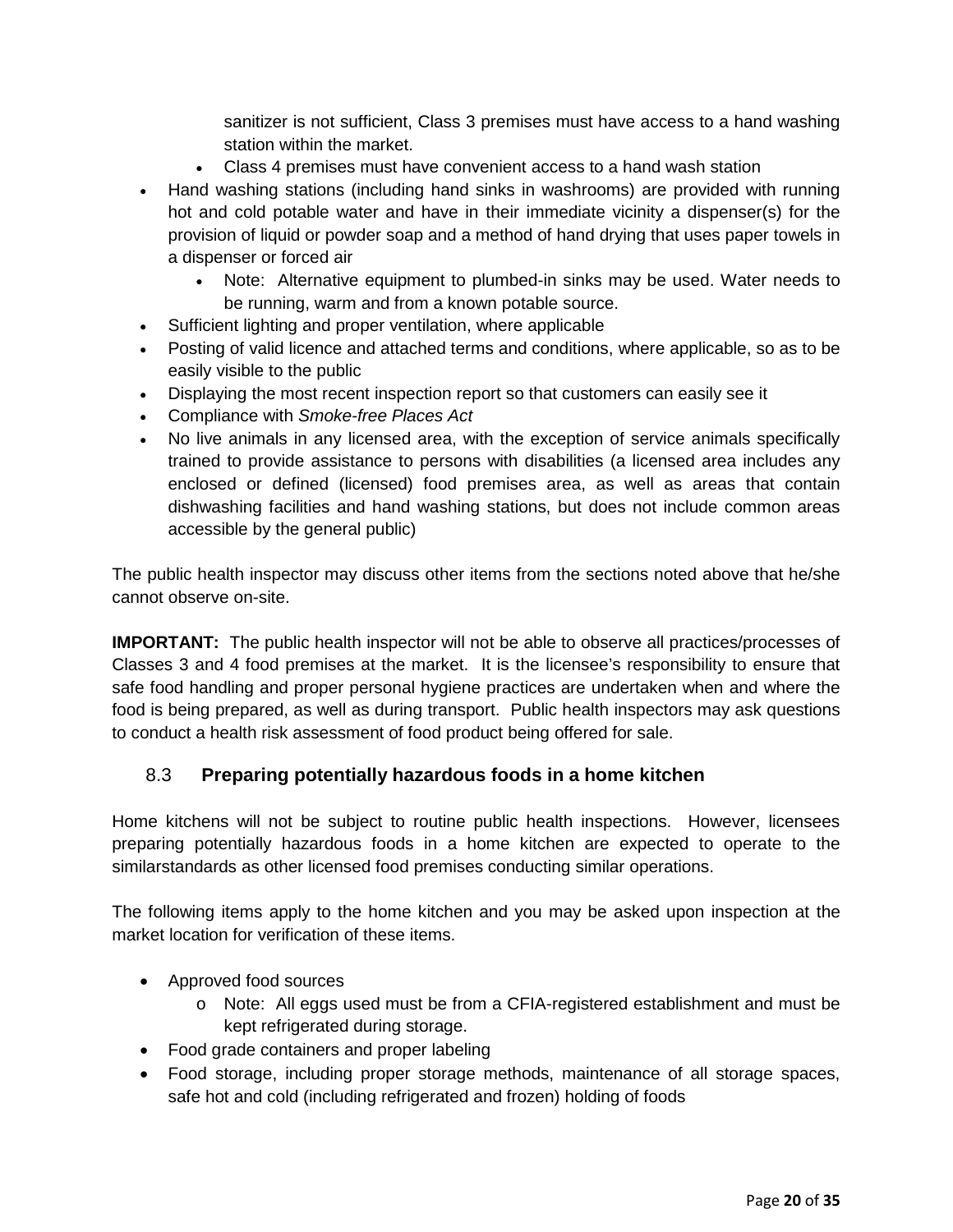sanitizer is not sufficient, Class 3 premises must have access to a hand washing station within the market.
    - Class 4 premises must have convenient access to a hand wash station
- Hand washing stations (including hand sinks in washrooms) are provided with running hot and cold potable water and have in their immediate vicinity a dispenser(s) for the provision of liquid or powder soap and a method of hand drying that uses paper towels in a dispenser or forced air
    - Note: Alternative equipment to plumbed-in sinks may be used. Water needs to be running, warm and from a known potable source.
- Sufficient lighting and proper ventilation, where applicable
- Posting of valid licence and attached terms and conditions, where applicable, so as to be easily visible to the public
- Displaying the most recent inspection report so that customers can easily see it
- Compliance with *Smoke-free Places Act*
- No live animals in any licensed area, with the exception of service animals specifically trained to provide assistance to persons with disabilities (a licensed area includes any enclosed or defined (licensed) food premises area, as well as areas that contain dishwashing facilities and hand washing stations, but does not include common areas accessible by the general public)

The public health inspector may discuss other items from the sections noted above that he/she cannot observe on-site.

**IMPORTANT:** The public health inspector will not be able to observe all practices/processes of Classes 3 and 4 food premises at the market. It is the licensee's responsibility to ensure that safe food handling and proper personal hygiene practices are undertaken when and where the food is being prepared, as well as during transport. Public health inspectors may ask questions to conduct a health risk assessment of food product being offered for sale.

### 8.3 Preparing potentially hazardous foods in a home kitchen

Home kitchens will not be subject to routine public health inspections. However, licensees preparing potentially hazardous foods in a home kitchen are expected to operate to the similarstandards as other licensed food premises conducting similar operations.

The following items apply to the home kitchen and you may be asked upon inspection at the market location for verification of these items.

- Approved food sources
    - Note: All eggs used must be from a CFIA-registered establishment and must be kept refrigerated during storage.
- Food grade containers and proper labeling
- Food storage, including proper storage methods, maintenance of all storage spaces, safe hot and cold (including refrigerated and frozen) holding of foods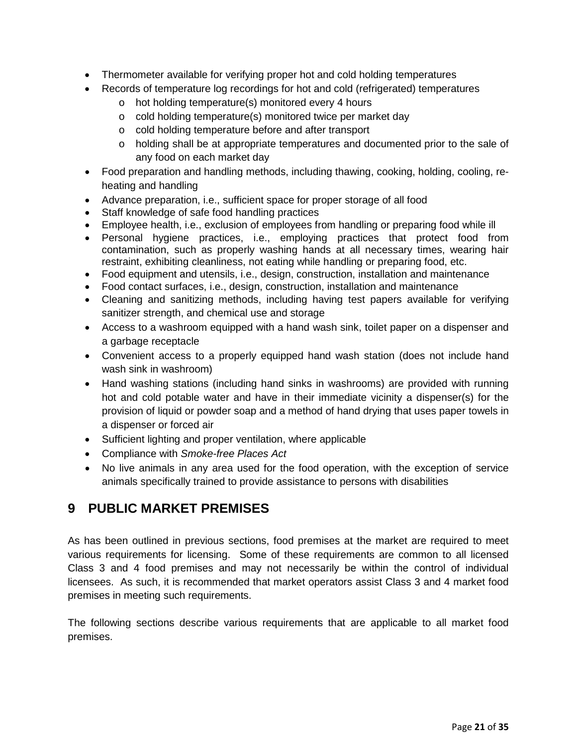- Thermometer available for verifying proper hot and cold holding temperatures
- Records of temperature log recordings for hot and cold (refrigerated) temperatures
  - hot holding temperature(s) monitored every 4 hours
  - cold holding temperature(s) monitored twice per market day
  - cold holding temperature before and after transport
  - holding shall be at appropriate temperatures and documented prior to the sale of any food on each market day
- Food preparation and handling methods, including thawing, cooking, holding, cooling, re-heating and handling
- Advance preparation, i.e., sufficient space for proper storage of all food
- Staff knowledge of safe food handling practices
- Employee health, i.e., exclusion of employees from handling or preparing food while ill
- Personal hygiene practices, i.e., employing practices that protect food from contamination, such as properly washing hands at all necessary times, wearing hair restraint, exhibiting cleanliness, not eating while handling or preparing food, etc.
- Food equipment and utensils, i.e., design, construction, installation and maintenance
- Food contact surfaces, i.e., design, construction, installation and maintenance
- Cleaning and sanitizing methods, including having test papers available for verifying sanitizer strength, and chemical use and storage
- Access to a washroom equipped with a hand wash sink, toilet paper on a dispenser and a garbage receptacle
- Convenient access to a properly equipped hand wash station (does not include hand wash sink in washroom)
- Hand washing stations (including hand sinks in washrooms) are provided with running hot and cold potable water and have in their immediate vicinity a dispenser(s) for the provision of liquid or powder soap and a method of hand drying that uses paper towels in a dispenser or forced air
- Sufficient lighting and proper ventilation, where applicable
- Compliance with *Smoke-free Places Act*
- No live animals in any area used for the food operation, with the exception of service animals specifically trained to provide assistance to persons with disabilities

# 9 PUBLIC MARKET PREMISES

As has been outlined in previous sections, food premises at the market are required to meet various requirements for licensing. Some of these requirements are common to all licensed Class 3 and 4 food premises and may not necessarily be within the control of individual licensees. As such, it is recommended that market operators assist Class 3 and 4 market food premises in meeting such requirements.

The following sections describe various requirements that are applicable to all market food premises.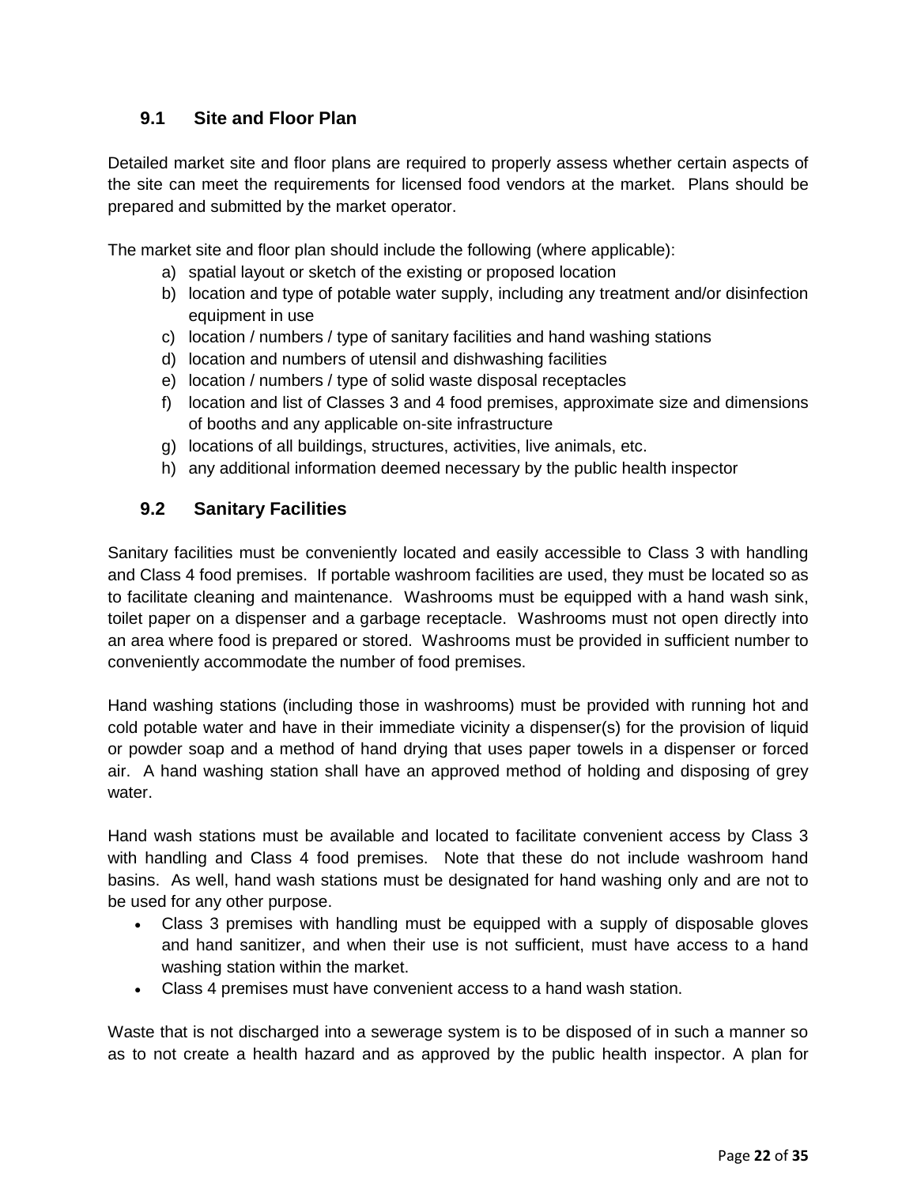## 9.1 Site and Floor Plan

Detailed market site and floor plans are required to properly assess whether certain aspects of the site can meet the requirements for licensed food vendors at the market. Plans should be prepared and submitted by the market operator.

The market site and floor plan should include the following (where applicable):

a) spatial layout or sketch of the existing or proposed location
b) location and type of potable water supply, including any treatment and/or disinfection equipment in use
c) location / numbers / type of sanitary facilities and hand washing stations
d) location and numbers of utensil and dishwashing facilities
e) location / numbers / type of solid waste disposal receptacles
f) location and list of Classes 3 and 4 food premises, approximate size and dimensions of booths and any applicable on-site infrastructure
g) locations of all buildings, structures, activities, live animals, etc.
h) any additional information deemed necessary by the public health inspector

## 9.2 Sanitary Facilities

Sanitary facilities must be conveniently located and easily accessible to Class 3 with handling and Class 4 food premises. If portable washroom facilities are used, they must be located so as to facilitate cleaning and maintenance. Washrooms must be equipped with a hand wash sink, toilet paper on a dispenser and a garbage receptacle. Washrooms must not open directly into an area where food is prepared or stored. Washrooms must be provided in sufficient number to conveniently accommodate the number of food premises.

Hand washing stations (including those in washrooms) must be provided with running hot and cold potable water and have in their immediate vicinity a dispenser(s) for the provision of liquid or powder soap and a method of hand drying that uses paper towels in a dispenser or forced air. A hand washing station shall have an approved method of holding and disposing of grey water.

Hand wash stations must be available and located to facilitate convenient access by Class 3 with handling and Class 4 food premises. Note that these do not include washroom hand basins. As well, hand wash stations must be designated for hand washing only and are not to be used for any other purpose.

- Class 3 premises with handling must be equipped with a supply of disposable gloves and hand sanitizer, and when their use is not sufficient, must have access to a hand washing station within the market.
- Class 4 premises must have convenient access to a hand wash station.

Waste that is not discharged into a sewerage system is to be disposed of in such a manner so as to not create a health hazard and as approved by the public health inspector. A plan for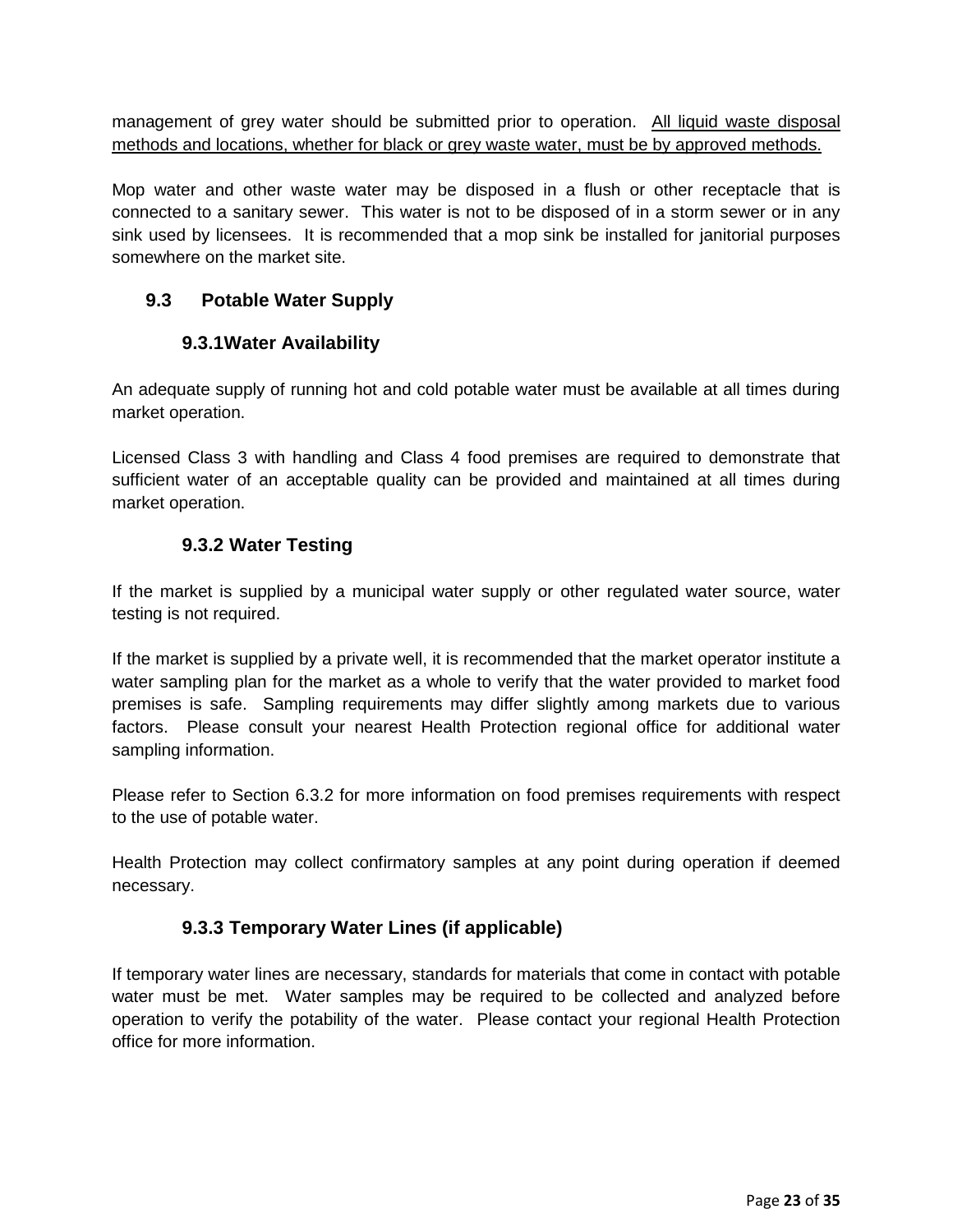management of grey water should be submitted prior to operation. <u>All liquid waste disposal methods and locations, whether for black or grey waste water, must be by approved methods.</u>

Mop water and other waste water may be disposed in a flush or other receptacle that is connected to a sanitary sewer. This water is not to be disposed of in a storm sewer or in any sink used by licensees. It is recommended that a mop sink be installed for janitorial purposes somewhere on the market site.

## 9.3 Potable Water Supply

### 9.3.1 Water Availability

An adequate supply of running hot and cold potable water must be available at all times during market operation.

Licensed Class 3 with handling and Class 4 food premises are required to demonstrate that sufficient water of an acceptable quality can be provided and maintained at all times during market operation.

### 9.3.2 Water Testing

If the market is supplied by a municipal water supply or other regulated water source, water testing is not required.

If the market is supplied by a private well, it is recommended that the market operator institute a water sampling plan for the market as a whole to verify that the water provided to market food premises is safe. Sampling requirements may differ slightly among markets due to various factors. Please consult your nearest Health Protection regional office for additional water sampling information.

Please refer to Section 6.3.2 for more information on food premises requirements with respect to the use of potable water.

Health Protection may collect confirmatory samples at any point during operation if deemed necessary.

### 9.3.3 Temporary Water Lines (if applicable)

If temporary water lines are necessary, standards for materials that come in contact with potable water must be met. Water samples may be required to be collected and analyzed before operation to verify the potability of the water. Please contact your regional Health Protection office for more information.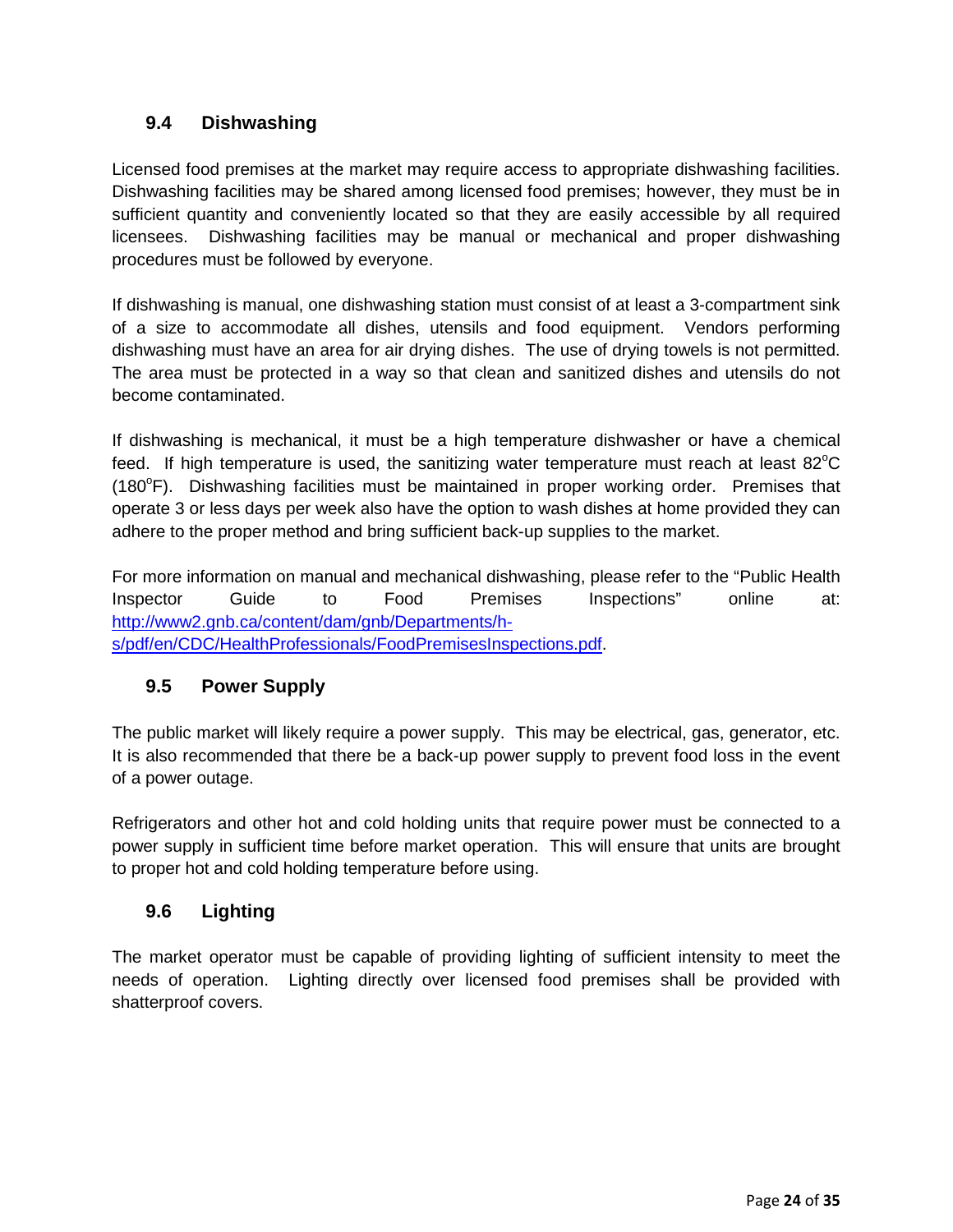### 9.4 Dishwashing

Licensed food premises at the market may require access to appropriate dishwashing facilities. Dishwashing facilities may be shared among licensed food premises; however, they must be in sufficient quantity and conveniently located so that they are easily accessible by all required licensees. Dishwashing facilities may be manual or mechanical and proper dishwashing procedures must be followed by everyone.

If dishwashing is manual, one dishwashing station must consist of at least a 3-compartment sink of a size to accommodate all dishes, utensils and food equipment. Vendors performing dishwashing must have an area for air drying dishes. The use of drying towels is not permitted. The area must be protected in a way so that clean and sanitized dishes and utensils do not become contaminated.

If dishwashing is mechanical, it must be a high temperature dishwasher or have a chemical feed. If high temperature is used, the sanitizing water temperature must reach at least 82°C (180°F). Dishwashing facilities must be maintained in proper working order. Premises that operate 3 or less days per week also have the option to wash dishes at home provided they can adhere to the proper method and bring sufficient back-up supplies to the market.

For more information on manual and mechanical dishwashing, please refer to the "Public Health Inspector Guide to Food Premises Inspections" online at: [http://www2.gnb.ca/content/dam/gnb/Departments/h-s/pdf/en/CDC/HealthProfessionals/FoodPremisesInspections.pdf](http://www2.gnb.ca/content/dam/gnb/Departments/h-s/pdf/en/CDC/HealthProfessionals/FoodPremisesInspections.pdf).

### 9.5 Power Supply

The public market will likely require a power supply. This may be electrical, gas, generator, etc. It is also recommended that there be a back-up power supply to prevent food loss in the event of a power outage.

Refrigerators and other hot and cold holding units that require power must be connected to a power supply in sufficient time before market operation. This will ensure that units are brought to proper hot and cold holding temperature before using.

### 9.6 Lighting

The market operator must be capable of providing lighting of sufficient intensity to meet the needs of operation. Lighting directly over licensed food premises shall be provided with shatterproof covers.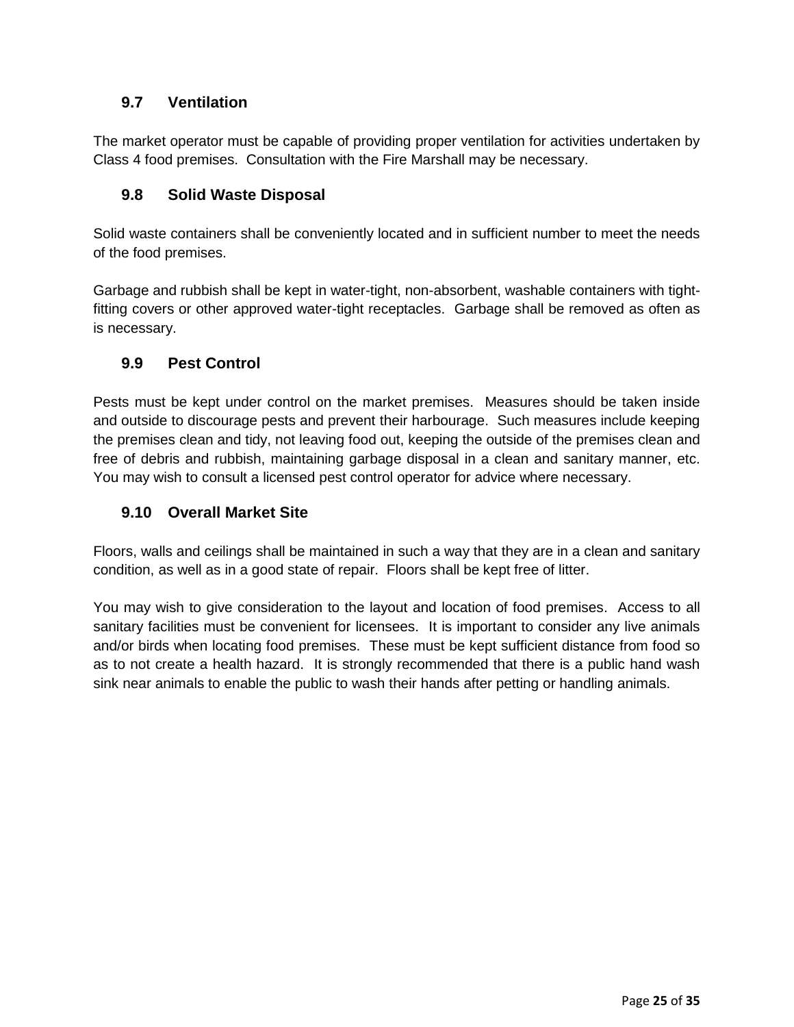## 9.7 Ventilation

The market operator must be capable of providing proper ventilation for activities undertaken by Class 4 food premises. Consultation with the Fire Marshall may be necessary.

## 9.8 Solid Waste Disposal

Solid waste containers shall be conveniently located and in sufficient number to meet the needs of the food premises.

Garbage and rubbish shall be kept in water-tight, non-absorbent, washable containers with tight-fitting covers or other approved water-tight receptacles. Garbage shall be removed as often as is necessary.

## 9.9 Pest Control

Pests must be kept under control on the market premises. Measures should be taken inside and outside to discourage pests and prevent their harbourage. Such measures include keeping the premises clean and tidy, not leaving food out, keeping the outside of the premises clean and free of debris and rubbish, maintaining garbage disposal in a clean and sanitary manner, etc. You may wish to consult a licensed pest control operator for advice where necessary.

## 9.10 Overall Market Site

Floors, walls and ceilings shall be maintained in such a way that they are in a clean and sanitary condition, as well as in a good state of repair. Floors shall be kept free of litter.

You may wish to give consideration to the layout and location of food premises. Access to all sanitary facilities must be convenient for licensees. It is important to consider any live animals and/or birds when locating food premises. These must be kept sufficient distance from food so as to not create a health hazard. It is strongly recommended that there is a public hand wash sink near animals to enable the public to wash their hands after petting or handling animals.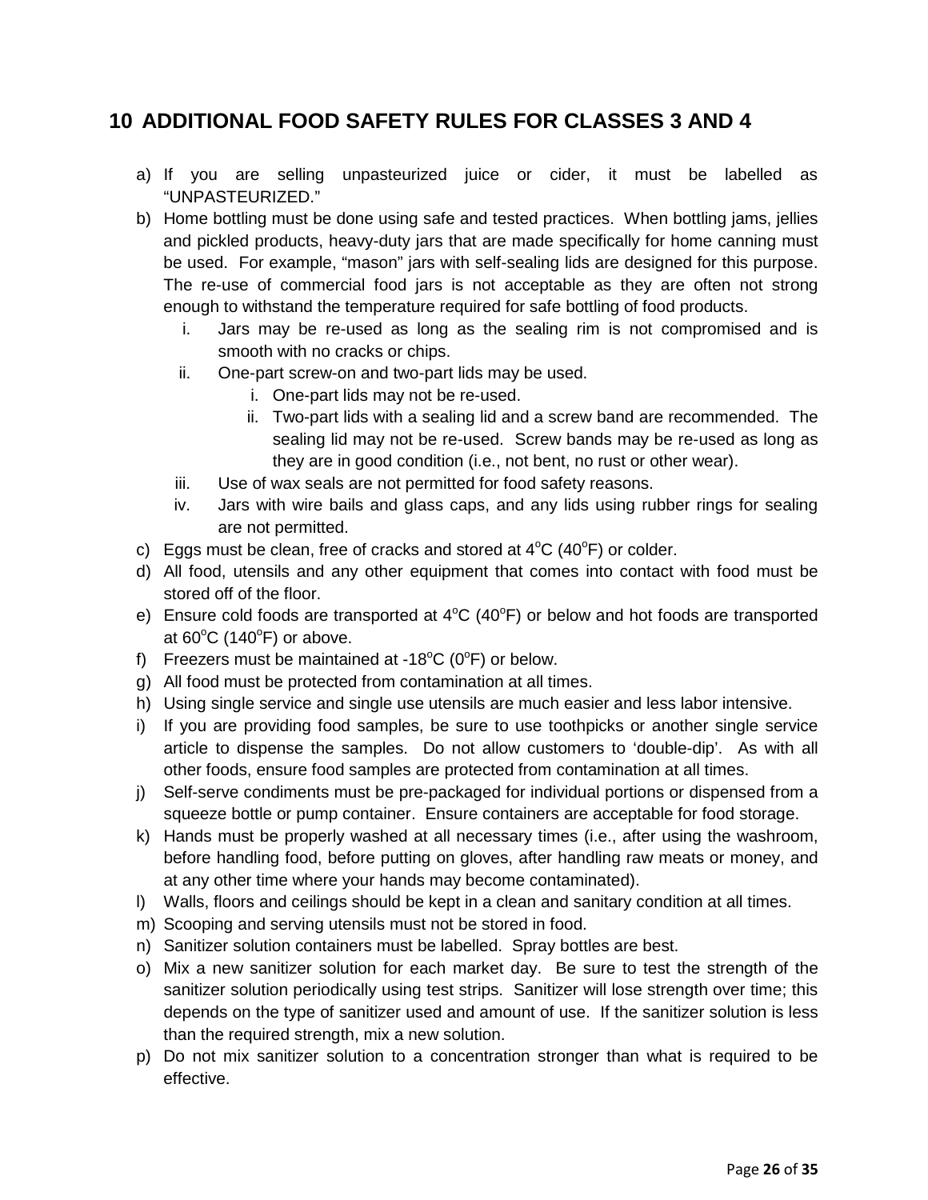## 10 ADDITIONAL FOOD SAFETY RULES FOR CLASSES 3 AND 4

a) If you are selling unpasteurized juice or cider, it must be labelled as "UNPASTEURIZED."

b) Home bottling must be done using safe and tested practices. When bottling jams, jellies and pickled products, heavy-duty jars that are made specifically for home canning must be used. For example, "mason" jars with self-sealing lids are designed for this purpose. The re-use of commercial food jars is not acceptable as they are often not strong enough to withstand the temperature required for safe bottling of food products.
   i. Jars may be re-used as long as the sealing rim is not compromised and is smooth with no cracks or chips.
   ii. One-part screw-on and two-part lids may be used.
      i. One-part lids may not be re-used.
      ii. Two-part lids with a sealing lid and a screw band are recommended. The sealing lid may not be re-used. Screw bands may be re-used as long as they are in good condition (i.e., not bent, no rust or other wear).
   iii. Use of wax seals are not permitted for food safety reasons.
   iv. Jars with wire bails and glass caps, and any lids using rubber rings for sealing are not permitted.

c) Eggs must be clean, free of cracks and stored at 4°C (40°F) or colder.

d) All food, utensils and any other equipment that comes into contact with food must be stored off of the floor.

e) Ensure cold foods are transported at 4°C (40°F) or below and hot foods are transported at 60°C (140°F) or above.

f) Freezers must be maintained at -18°C (0°F) or below.

g) All food must be protected from contamination at all times.

h) Using single service and single use utensils are much easier and less labor intensive.

i) If you are providing food samples, be sure to use toothpicks or another single service article to dispense the samples. Do not allow customers to 'double-dip'. As with all other foods, ensure food samples are protected from contamination at all times.

j) Self-serve condiments must be pre-packaged for individual portions or dispensed from a squeeze bottle or pump container. Ensure containers are acceptable for food storage.

k) Hands must be properly washed at all necessary times (i.e., after using the washroom, before handling food, before putting on gloves, after handling raw meats or money, and at any other time where your hands may become contaminated).

l) Walls, floors and ceilings should be kept in a clean and sanitary condition at all times.

m) Scooping and serving utensils must not be stored in food.

n) Sanitizer solution containers must be labelled. Spray bottles are best.

o) Mix a new sanitizer solution for each market day. Be sure to test the strength of the sanitizer solution periodically using test strips. Sanitizer will lose strength over time; this depends on the type of sanitizer used and amount of use. If the sanitizer solution is less than the required strength, mix a new solution.

p) Do not mix sanitizer solution to a concentration stronger than what is required to be effective.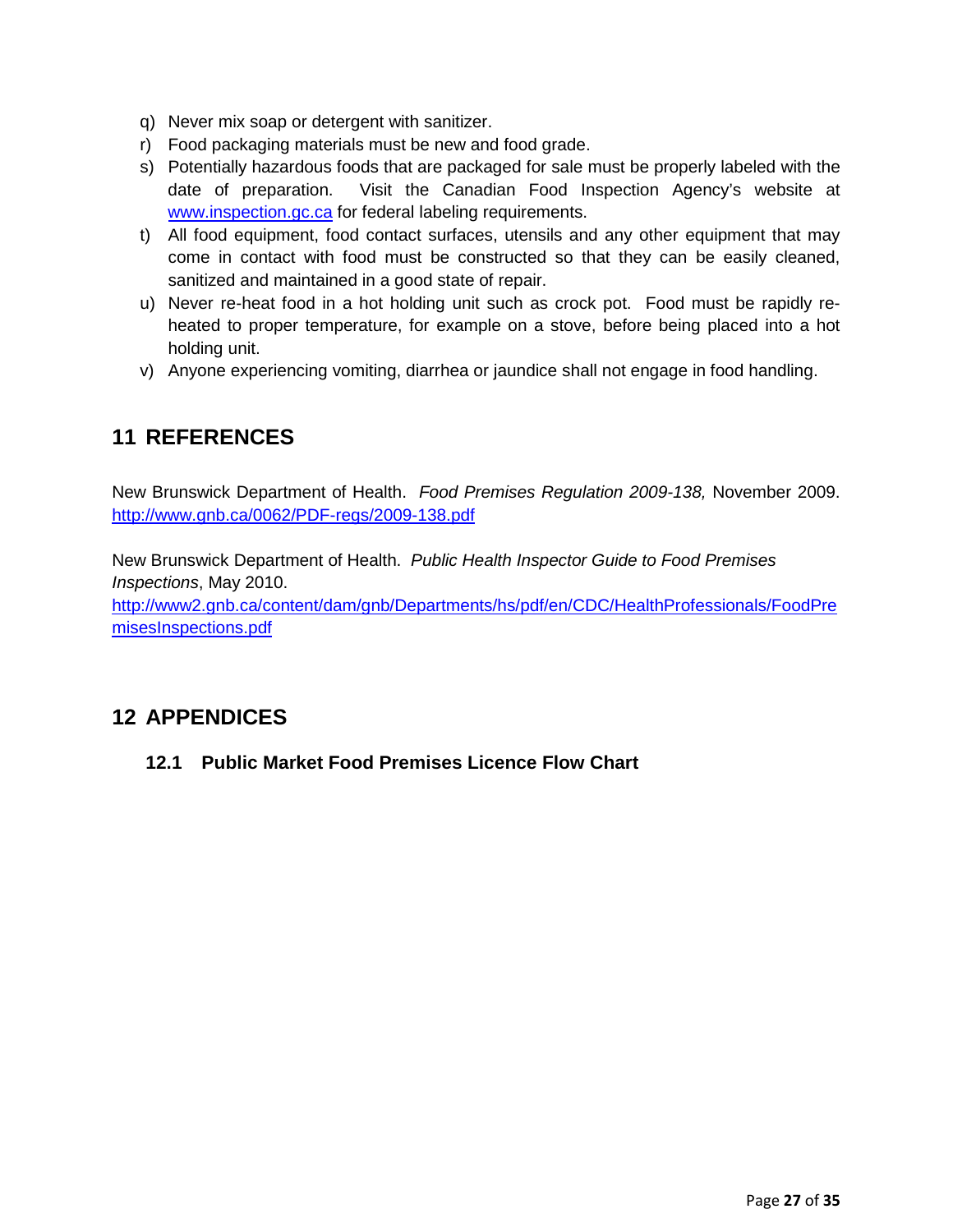q) Never mix soap or detergent with sanitizer.
r) Food packaging materials must be new and food grade.
s) Potentially hazardous foods that are packaged for sale must be properly labeled with the date of preparation. Visit the Canadian Food Inspection Agency's website at [www.inspection.gc.ca](http://www.inspection.gc.ca) for federal labeling requirements.
t) All food equipment, food contact surfaces, utensils and any other equipment that may come in contact with food must be constructed so that they can be easily cleaned, sanitized and maintained in a good state of repair.
u) Never re-heat food in a hot holding unit such as crock pot. Food must be rapidly re-heated to proper temperature, for example on a stove, before being placed into a hot holding unit.
v) Anyone experiencing vomiting, diarrhea or jaundice shall not engage in food handling.

# 11 REFERENCES

New Brunswick Department of Health. *Food Premises Regulation 2009-138,* November 2009. [http://www.gnb.ca/0062/PDF-regs/2009-138.pdf](http://www.gnb.ca/0062/PDF-regs/2009-138.pdf)

New Brunswick Department of Health. *Public Health Inspector Guide to Food Premises Inspections*, May 2010. [http://www2.gnb.ca/content/dam/gnb/Departments/hs/pdf/en/CDC/HealthProfessionals/FoodPremisesInspections.pdf](http://www2.gnb.ca/content/dam/gnb/Departments/hs/pdf/en/CDC/HealthProfessionals/FoodPremisesInspections.pdf)

# 12 APPENDICES

## 12.1 Public Market Food Premises Licence Flow Chart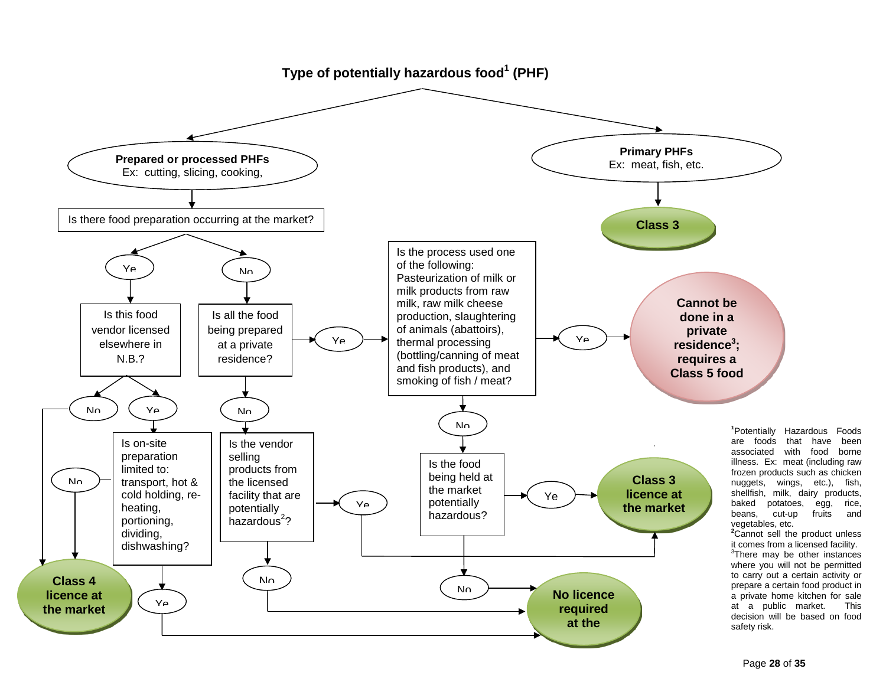# Type of potentially hazardous food[1] (PHF)

**Prepared or processed PHFs**
Ex: cutting, slicing, cooking,

Is there food preparation occurring at the market?

- **Yes** → Is this food vendor licensed elsewhere in N.B.?
  - **No** → **Class 4 licence at the market**
  - **Yes** → Is on-site preparation limited to: transport, hot & cold holding, re-heating, portioning, dividing, dishwashing?
    - **No** → **Class 4 licence at the market**
    - **Yes** → **No licence required at the market**
- **No** → Is all the food being prepared at a private residence?
  - **Yes** → Is the process used one of the following: Pasteurization of milk or milk products from raw milk, raw milk cheese production, slaughtering of animals (abattoirs), thermal processing (bottling/canning of meat and fish products), and smoking of fish / meat?
    - **Yes** → **Cannot be done in a private residence[3]; requires a Class 5 food**
    - **No** → Is the food being held at the market potentially hazardous?
      - **Yes** → **Class 3 licence at the market**
      - **No** → **No licence required at the market**
  - **No** → Is the vendor selling products from the licensed facility that are potentially hazardous[2]?
    - **Yes** → **Class 3 licence at the market**
    - **No** → **No licence required at the market**

**Primary PHFs**
Ex: meat, fish, etc.

→ **Class 3**

[1]Potentially Hazardous Foods are foods that have been associated with food borne illness. Ex: meat (including raw frozen products such as chicken nuggets, wings, etc.), fish, shellfish, milk, dairy products, baked potatoes, egg, rice, beans, cut-up fruits and vegetables, etc.

[2]Cannot sell the product unless it comes from a licensed facility.

[3]There may be other instances where you will not be permitted to carry out a certain activity or prepare a certain food product in a private home kitchen for sale at a public market. This decision will be based on food safety risk.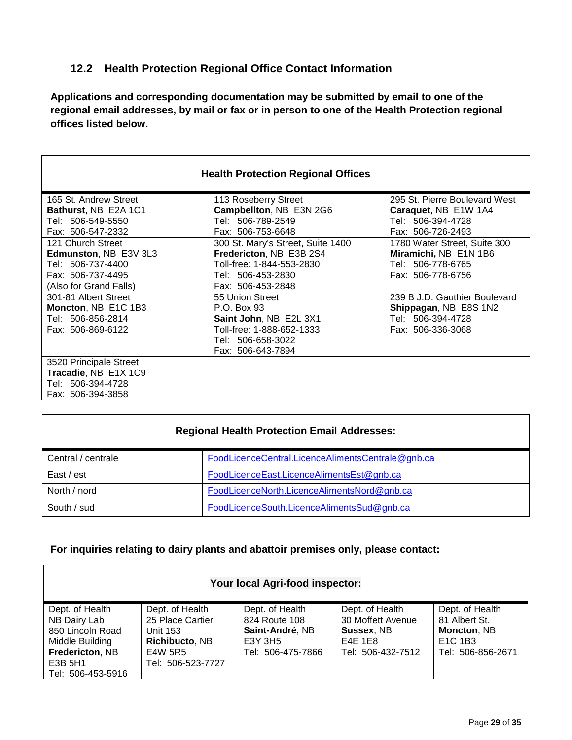## 12.2 Health Protection Regional Office Contact Information

**Applications and corresponding documentation may be submitted by email to one of the regional email addresses, by mail or fax or in person to one of the Health Protection regional offices listed below.**

| Health Protection Regional Offices | | |
|---|---|---|
| 165 St. Andrew Street<br>**Bathurst**, NB E2A 1C1<br>Tel: 506-549-5550<br>Fax: 506-547-2332 | 113 Roseberry Street<br>**Campbellton**, NB E3N 2G6<br>Tel: 506-789-2549<br>Fax: 506-753-6648 | 295 St. Pierre Boulevard West<br>**Caraquet**, NB E1W 1A4<br>Tel: 506-394-4728<br>Fax: 506-726-2493 |
| 121 Church Street<br>**Edmunston**, NB E3V 3L3<br>Tel: 506-737-4400<br>Fax: 506-737-4495<br>(Also for Grand Falls) | 300 St. Mary's Street, Suite 1400<br>**Fredericton**, NB E3B 2S4<br>Toll-free: 1-844-553-2830<br>Tel: 506-453-2830<br>Fax: 506-453-2848 | 1780 Water Street, Suite 300<br>**Miramichi,** NB E1N 1B6<br>Tel: 506-778-6765<br>Fax: 506-778-6756 |
| 301-81 Albert Street<br>**Moncton**, NB E1C 1B3<br>Tel: 506-856-2814<br>Fax: 506-869-6122 | 55 Union Street<br>P.O. Box 93<br>**Saint John**, NB E2L 3X1<br>Toll-free: 1-888-652-1333<br>Tel: 506-658-3022<br>Fax: 506-643-7894 | 239 B J.D. Gauthier Boulevard<br>**Shippagan**, NB E8S 1N2<br>Tel: 506-394-4728<br>Fax: 506-336-3068 |
| 3520 Principale Street<br>**Tracadie**, NB E1X 1C9<br>Tel: 506-394-4728<br>Fax: 506-394-3858 | | |

| Regional Health Protection Email Addresses: | |
|---|---|
| Central / centrale | FoodLicenceCentral.LicenceAlimentsCentrale@gnb.ca |
| East / est | FoodLicenceEast.LicenceAlimentsEst@gnb.ca |
| North / nord | FoodLicenceNorth.LicenceAlimentsNord@gnb.ca |
| South / sud | FoodLicenceSouth.LicenceAlimentsSud@gnb.ca |

**For inquiries relating to dairy plants and abattoir premises only, please contact:**

| Your local Agri-food inspector: | | | | |
|---|---|---|---|---|
| Dept. of Health<br>NB Dairy Lab<br>850 Lincoln Road<br>Middle Building<br>**Fredericton**, NB<br>E3B 5H1<br>Tel: 506-453-5916 | Dept. of Health<br>25 Place Cartier<br>Unit 153<br>**Richibucto**, NB<br>E4W 5R5<br>Tel: 506-523-7727 | Dept. of Health<br>824 Route 108<br>**Saint-André**, NB<br>E3Y 3H5<br>Tel: 506-475-7866 | Dept. of Health<br>30 Moffett Avenue<br>**Sussex**, NB<br>E4E 1E8<br>Tel: 506-432-7512 | Dept. of Health<br>81 Albert St.<br>**Moncton**, NB<br>E1C 1B3<br>Tel: 506-856-2671 |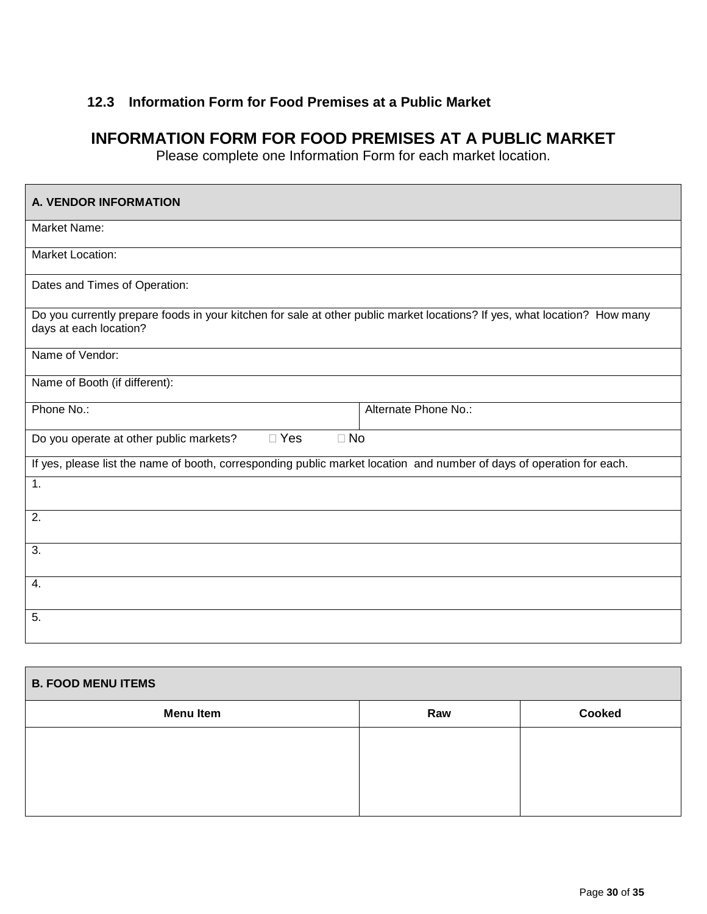### 12.3 Information Form for Food Premises at a Public Market

## INFORMATION FORM FOR FOOD PREMISES AT A PUBLIC MARKET

Please complete one Information Form for each market location.

| A. VENDOR INFORMATION | |
|---|---|
| Market Name: | |
| Market Location: | |
| Dates and Times of Operation: | |
| Do you currently prepare foods in your kitchen for sale at other public market locations? If yes, what location? How many days at each location? | |
| Name of Vendor: | |
| Name of Booth (if different): | |
| Phone No.: | Alternate Phone No.: |
| Do you operate at other public markets? ☐ Yes ☐ No | |
| If yes, please list the name of booth, corresponding public market location and number of days of operation for each. | |
| 1. | |
| 2. | |
| 3. | |
| 4. | |
| 5. | |

| B. FOOD MENU ITEMS | | |
|---|---|---|
| **Menu Item** | **Raw** | **Cooked** |
| | | |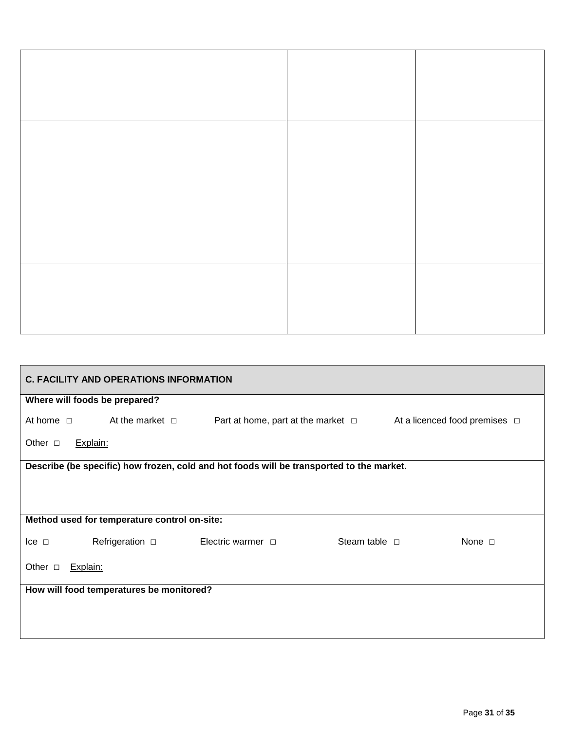| | | |
|---|---|---|
| | | |
| | | |
| | | |
| | | |

## C. FACILITY AND OPERATIONS INFORMATION

**Where will foods be prepared?**

At home □ At the market □ Part at home, part at the market □ At a licenced food premises □

Other □ Explain:

**Describe (be specific) how frozen, cold and hot foods will be transported to the market.**

**Method used for temperature control on-site:**

Ice □ Refrigeration □ Electric warmer □ Steam table □ None □

Other □ Explain:

**How will food temperatures be monitored?**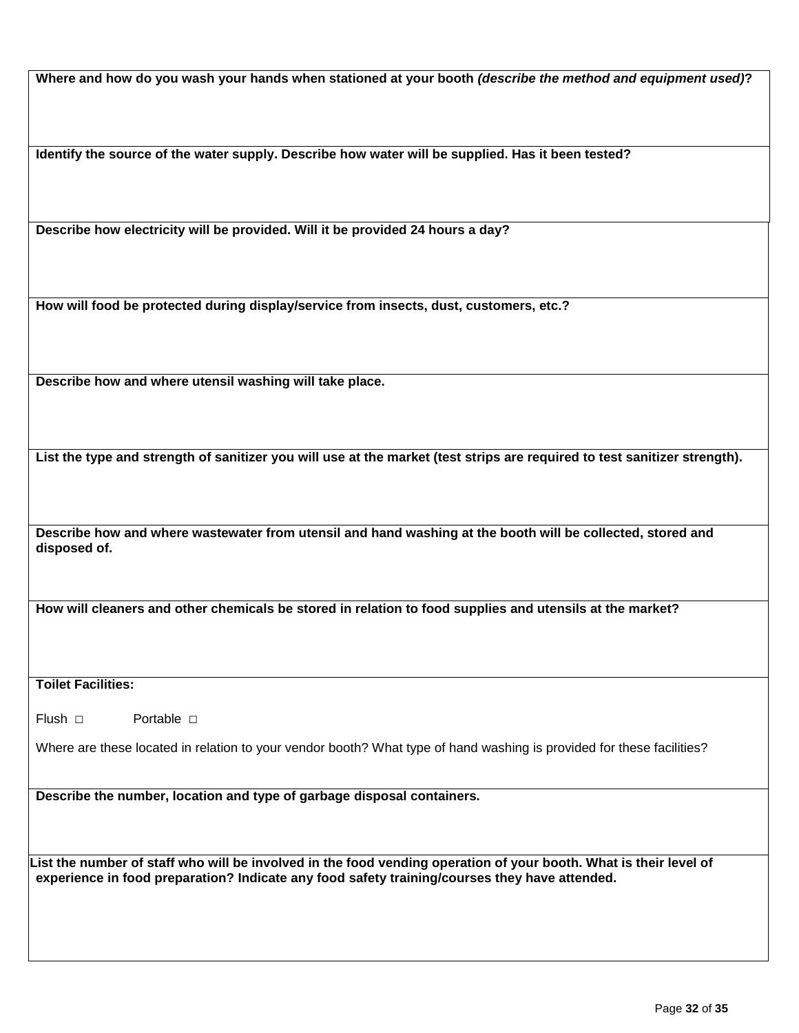**Where and how do you wash your hands when stationed at your booth *(describe the method and equipment used)*?**

**Identify the source of the water supply. Describe how water will be supplied. Has it been tested?**

**Describe how electricity will be provided. Will it be provided 24 hours a day?**

**How will food be protected during display/service from insects, dust, customers, etc.?**

**Describe how and where utensil washing will take place.**

**List the type and strength of sanitizer you will use at the market (test strips are required to test sanitizer strength).**

**Describe how and where wastewater from utensil and hand washing at the booth will be collected, stored and disposed of.**

**How will cleaners and other chemicals be stored in relation to food supplies and utensils at the market?**

**Toilet Facilities:**

Flush □ Portable □

Where are these located in relation to your vendor booth? What type of hand washing is provided for these facilities?

**Describe the number, location and type of garbage disposal containers.**

**List the number of staff who will be involved in the food vending operation of your booth. What is their level of experience in food preparation? Indicate any food safety training/courses they have attended.**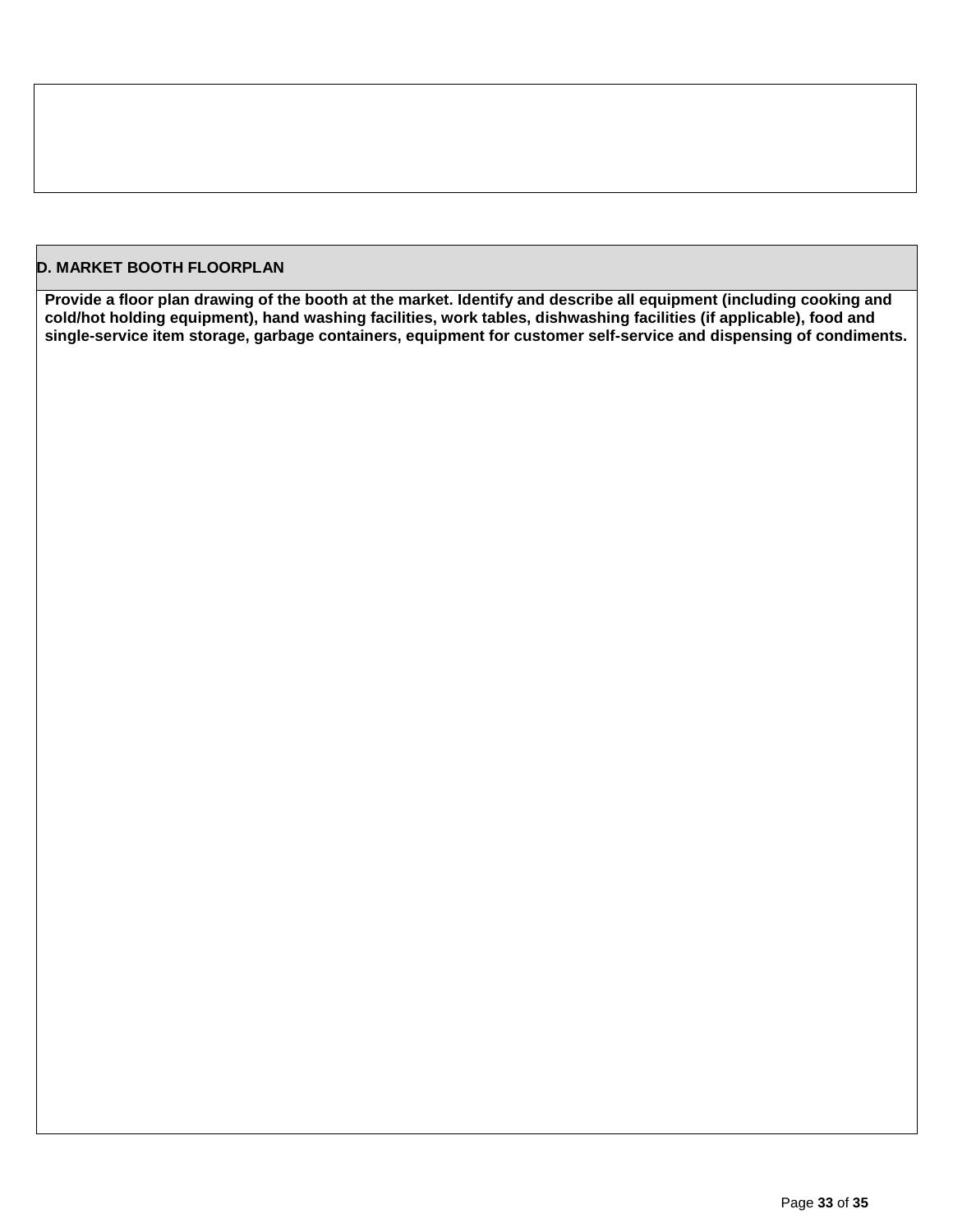| D. MARKET BOOTH FLOORPLAN |
| --- |
| **Provide a floor plan drawing of the booth at the market. Identify and describe all equipment (including cooking and cold/hot holding equipment), hand washing facilities, work tables, dishwashing facilities (if applicable), food and single-service item storage, garbage containers, equipment for customer self-service and dispensing of condiments.** |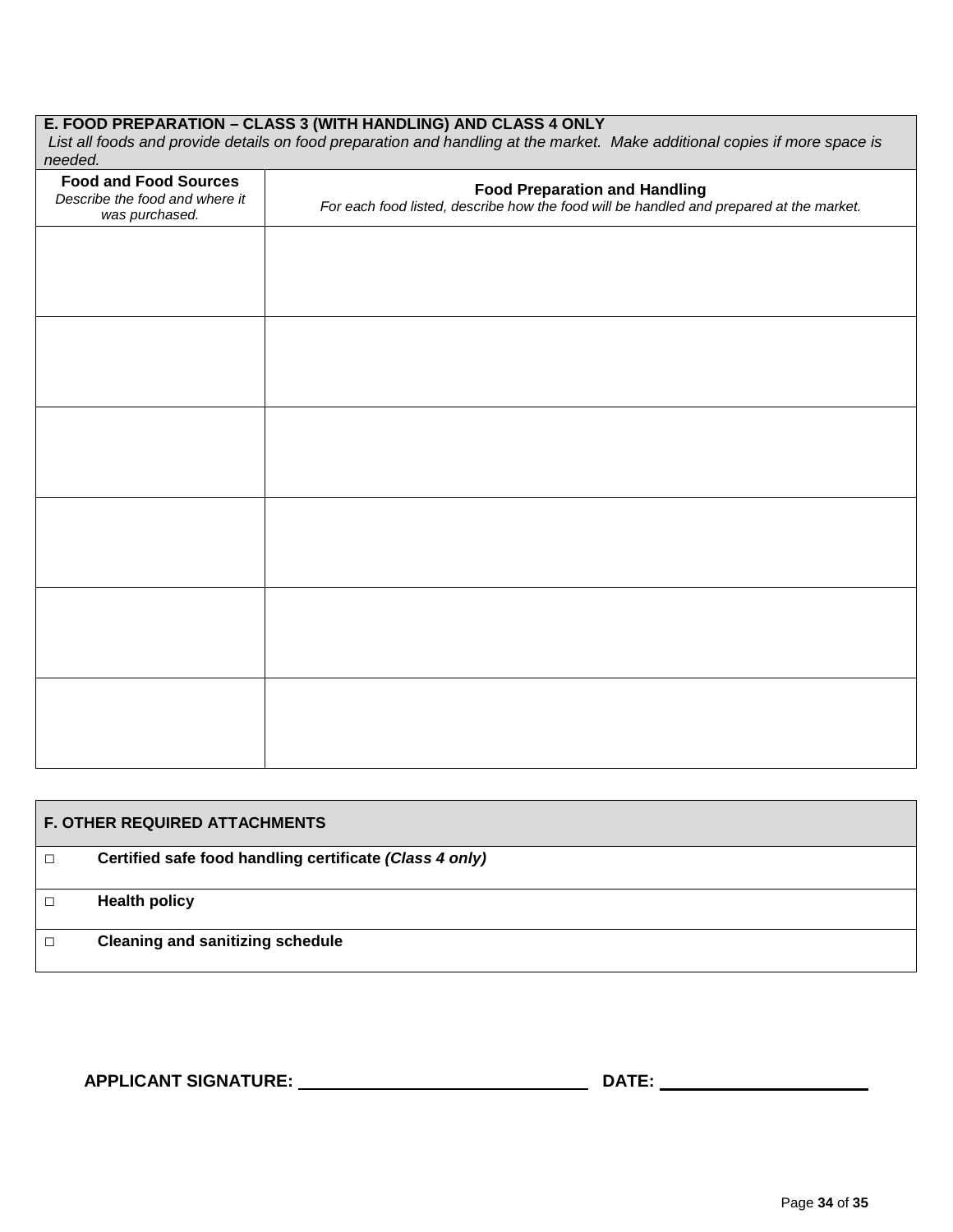**E. FOOD PREPARATION – CLASS 3 (WITH HANDLING) AND CLASS 4 ONLY**

*List all foods and provide details on food preparation and handling at the market. Make additional copies if more space is needed.*

| **Food and Food Sources** *Describe the food and where it was purchased.* | **Food Preparation and Handling** *For each food listed, describe how the food will be handled and prepared at the market.* |
|---|---|
| | |
| | |
| | |
| | |
| | |
| | |

**F. OTHER REQUIRED ATTACHMENTS**

- □ **Certified safe food handling certificate** ***(Class 4 only)***
- □ **Health policy**
- □ **Cleaning and sanitizing schedule**

**APPLICANT SIGNATURE:** ______________________________ **DATE:** ______________________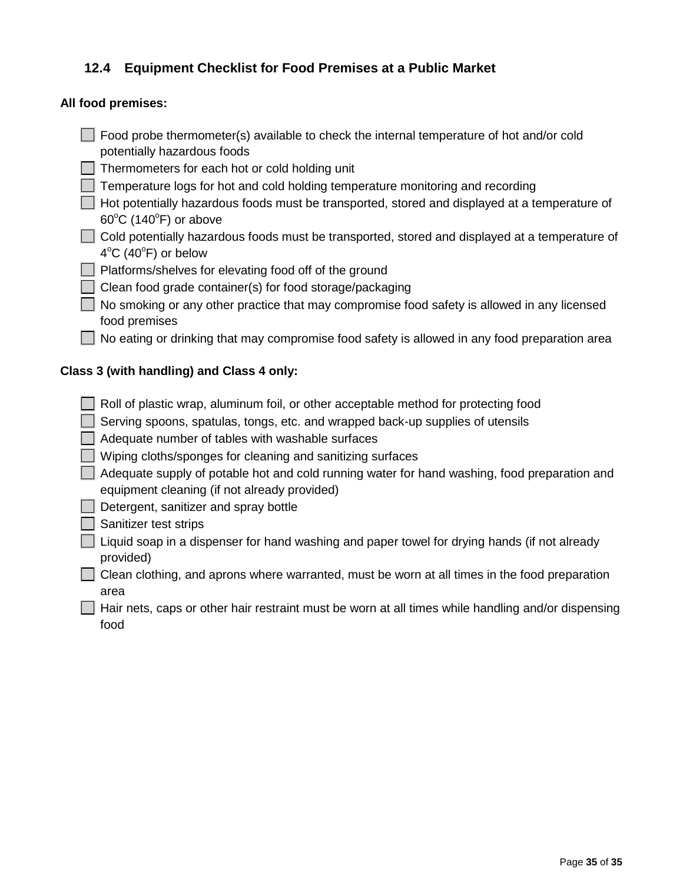## 12.4 Equipment Checklist for Food Premises at a Public Market

**All food premises:**

- [ ] Food probe thermometer(s) available to check the internal temperature of hot and/or cold potentially hazardous foods
- [ ] Thermometers for each hot or cold holding unit
- [ ] Temperature logs for hot and cold holding temperature monitoring and recording
- [ ] Hot potentially hazardous foods must be transported, stored and displayed at a temperature of $60^{o}$C ($140^{o}$F) or above
- [ ] Cold potentially hazardous foods must be transported, stored and displayed at a temperature of $4^{o}$C ($40^{o}$F) or below
- [ ] Platforms/shelves for elevating food off of the ground
- [ ] Clean food grade container(s) for food storage/packaging
- [ ] No smoking or any other practice that may compromise food safety is allowed in any licensed food premises
- [ ] No eating or drinking that may compromise food safety is allowed in any food preparation area

**Class 3 (with handling) and Class 4 only:**

- [ ] Roll of plastic wrap, aluminum foil, or other acceptable method for protecting food
- [ ] Serving spoons, spatulas, tongs, etc. and wrapped back-up supplies of utensils
- [ ] Adequate number of tables with washable surfaces
- [ ] Wiping cloths/sponges for cleaning and sanitizing surfaces
- [ ] Adequate supply of potable hot and cold running water for hand washing, food preparation and equipment cleaning (if not already provided)
- [ ] Detergent, sanitizer and spray bottle
- [ ] Sanitizer test strips
- [ ] Liquid soap in a dispenser for hand washing and paper towel for drying hands (if not already provided)
- [ ] Clean clothing, and aprons where warranted, must be worn at all times in the food preparation area
- [ ] Hair nets, caps or other hair restraint must be worn at all times while handling and/or dispensing food